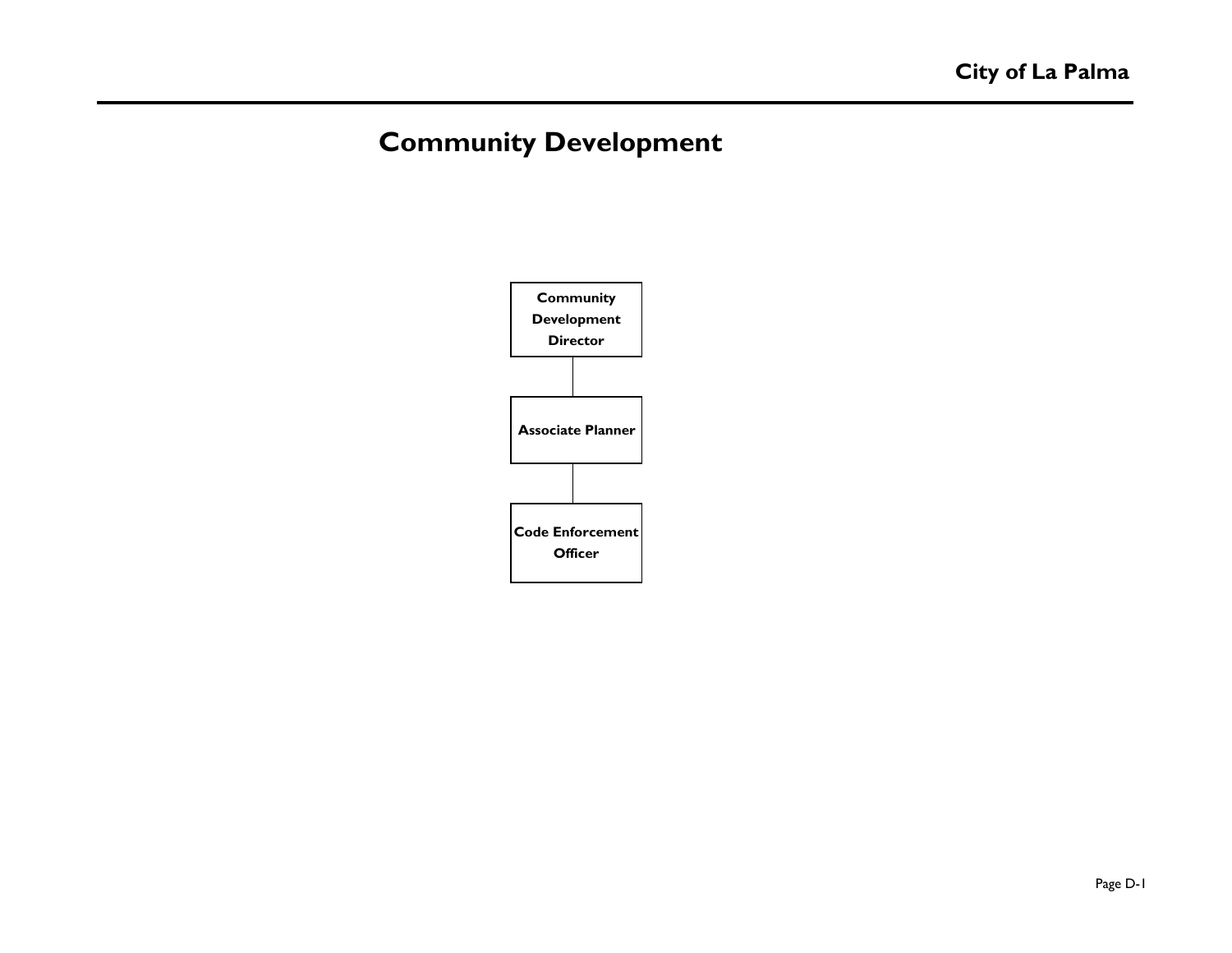# Community Development

**Community Development Director**

**Associate Planner**

**Code Enforcement Officer**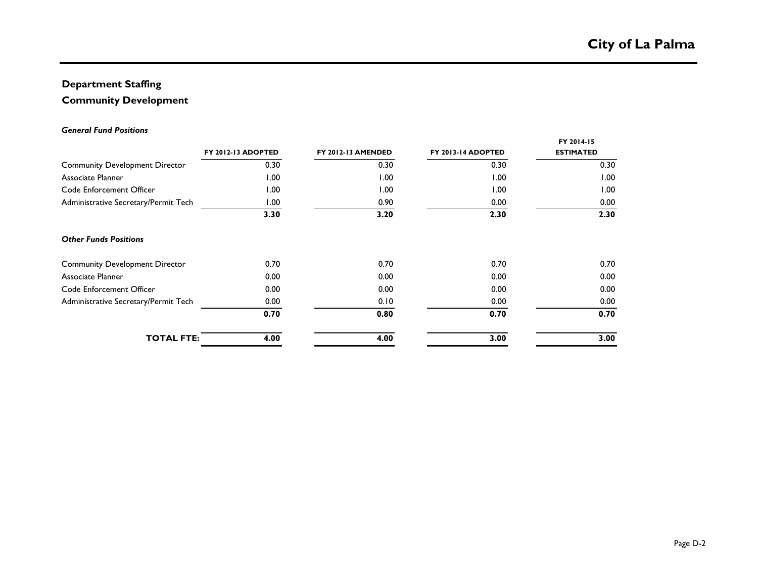## Department Staffing

## Community Development

***General Fund Positions***

| | FY 2012-13 ADOPTED | FY 2012-13 AMENDED | FY 2013-14 ADOPTED | FY 2014-15 ESTIMATED |
|---|---|---|---|---|
| Community Development Director | 0.30 | 0.30 | 0.30 | 0.30 |
| Associate Planner | 1.00 | 1.00 | 1.00 | 1.00 |
| Code Enforcement Officer | 1.00 | 1.00 | 1.00 | 1.00 |
| Administrative Secretary/Permit Tech | 1.00 | 0.90 | 0.00 | 0.00 |
| | **3.30** | **3.20** | **2.30** | **2.30** |

***Other Funds Positions***

| | FY 2012-13 ADOPTED | FY 2012-13 AMENDED | FY 2013-14 ADOPTED | FY 2014-15 ESTIMATED |
|---|---|---|---|---|
| Community Development Director | 0.70 | 0.70 | 0.70 | 0.70 |
| Associate Planner | 0.00 | 0.00 | 0.00 | 0.00 |
| Code Enforcement Officer | 0.00 | 0.00 | 0.00 | 0.00 |
| Administrative Secretary/Permit Tech | 0.00 | 0.10 | 0.00 | 0.00 |
| | **0.70** | **0.80** | **0.70** | **0.70** |
| **TOTAL FTE:** | **4.00** | **4.00** | **3.00** | **3.00** |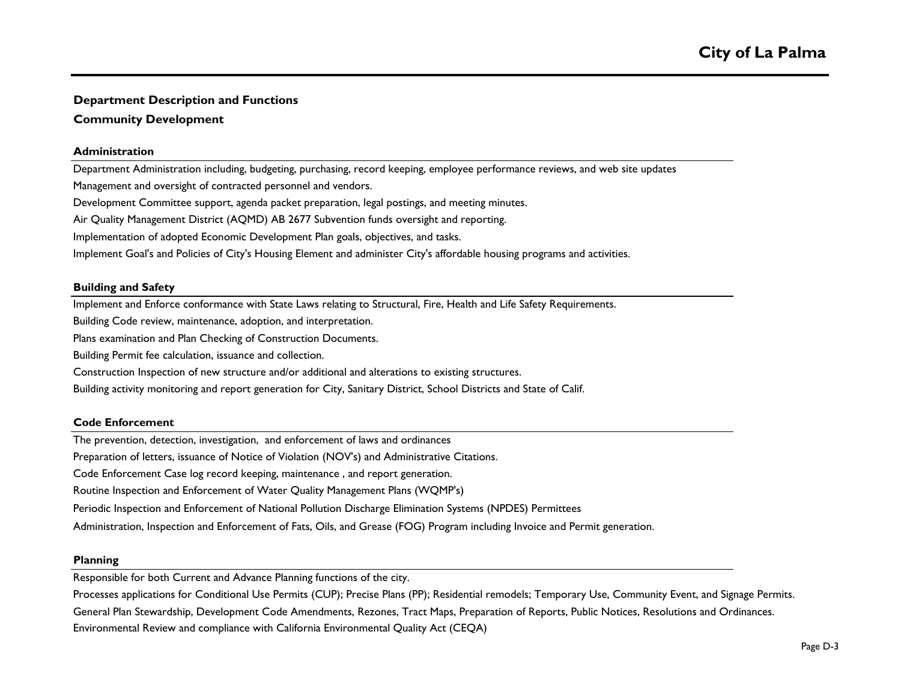## Department Description and Functions

## Community Development

### Administration

Department Administration including, budgeting, purchasing, record keeping, employee performance reviews, and web site updates

Management and oversight of contracted personnel and vendors.

Development Committee support, agenda packet preparation, legal postings, and meeting minutes.

Air Quality Management District (AQMD) AB 2677 Subvention funds oversight and reporting.

Implementation of adopted Economic Development Plan goals, objectives, and tasks.

Implement Goal's and Policies of City's Housing Element and administer City's affordable housing programs and activities.

### Building and Safety

Implement and Enforce conformance with State Laws relating to Structural, Fire, Health and Life Safety Requirements.

Building Code review, maintenance, adoption, and interpretation.

Plans examination and Plan Checking of Construction Documents.

Building Permit fee calculation, issuance and collection.

Construction Inspection of new structure and/or additional and alterations to existing structures.

Building activity monitoring and report generation for City, Sanitary District, School Districts and State of Calif.

### Code Enforcement

The prevention, detection, investigation, and enforcement of laws and ordinances

Preparation of letters, issuance of Notice of Violation (NOV's) and Administrative Citations.

Code Enforcement Case log record keeping, maintenance , and report generation.

Routine Inspection and Enforcement of Water Quality Management Plans (WQMP's)

Periodic Inspection and Enforcement of National Pollution Discharge Elimination Systems (NPDES) Permittees

Administration, Inspection and Enforcement of Fats, Oils, and Grease (FOG) Program including Invoice and Permit generation.

### Planning

Responsible for both Current and Advance Planning functions of the city.

Processes applications for Conditional Use Permits (CUP); Precise Plans (PP); Residential remodels; Temporary Use, Community Event, and Signage Permits.

General Plan Stewardship, Development Code Amendments, Rezones, Tract Maps, Preparation of Reports, Public Notices, Resolutions and Ordinances.

Environmental Review and compliance with California Environmental Quality Act (CEQA)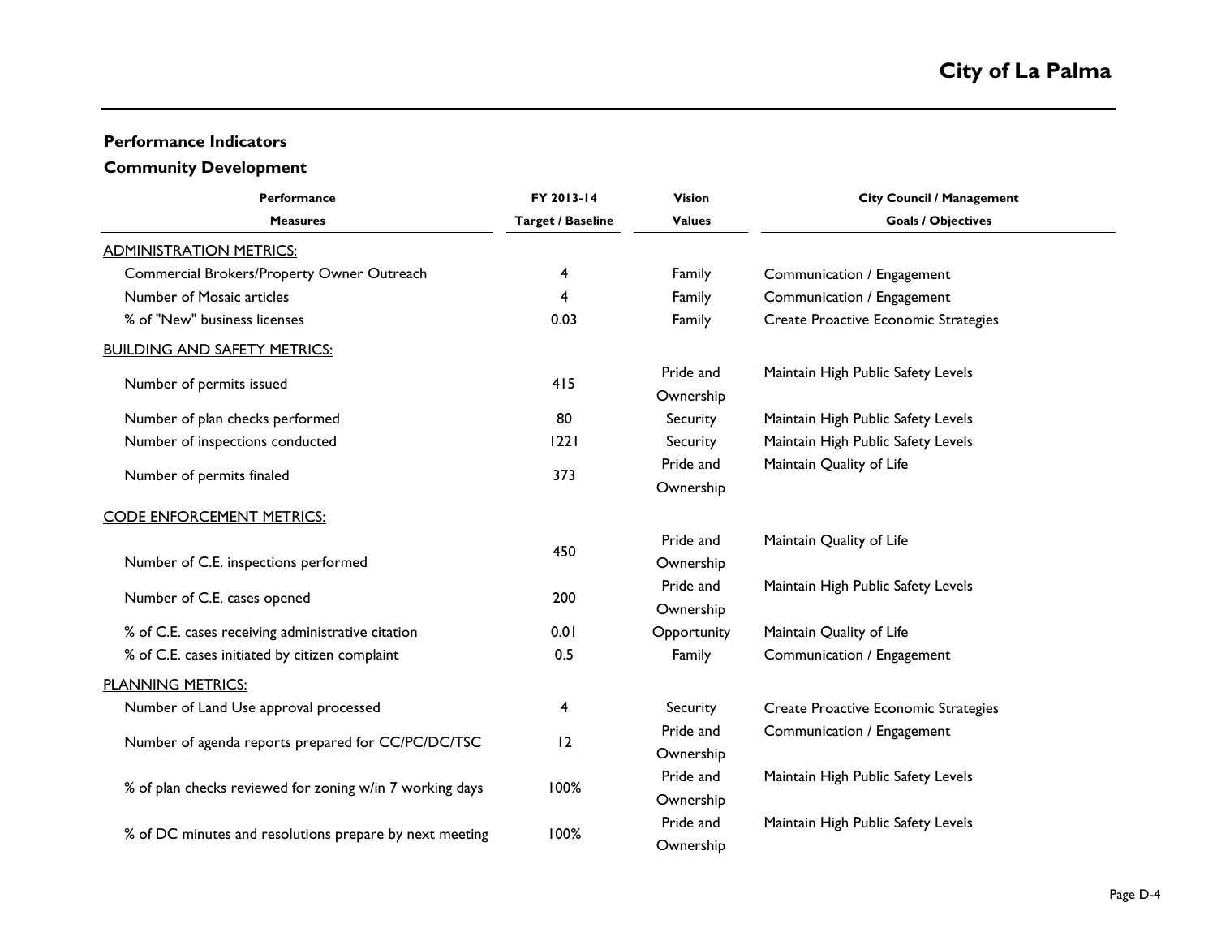## Performance Indicators

### Community Development

| Performance Measures | FY 2013-14 Target / Baseline | Vision Values | City Council / Management Goals / Objectives |
|---|---|---|---|
| ADMINISTRATION METRICS: | | | |
| Commercial Brokers/Property Owner Outreach | 4 | Family | Communication / Engagement |
| Number of Mosaic articles | 4 | Family | Communication / Engagement |
| % of "New" business licenses | 0.03 | Family | Create Proactive Economic Strategies |
| BUILDING AND SAFETY METRICS: | | | |
| Number of permits issued | 415 | Pride and Ownership | Maintain High Public Safety Levels |
| Number of plan checks performed | 80 | Security | Maintain High Public Safety Levels |
| Number of inspections conducted | 1221 | Security | Maintain High Public Safety Levels |
| Number of permits finaled | 373 | Pride and Ownership | Maintain Quality of Life |
| CODE ENFORCEMENT METRICS: | | | |
| Number of C.E. inspections performed | 450 | Pride and Ownership | Maintain Quality of Life |
| Number of C.E. cases opened | 200 | Pride and Ownership | Maintain High Public Safety Levels |
| % of C.E. cases receiving administrative citation | 0.01 | Opportunity | Maintain Quality of Life |
| % of C.E. cases initiated by citizen complaint | 0.5 | Family | Communication / Engagement |
| PLANNING METRICS: | | | |
| Number of Land Use approval processed | 4 | Security | Create Proactive Economic Strategies |
| Number of agenda reports prepared for CC/PC/DC/TSC | 12 | Pride and Ownership | Communication / Engagement |
| % of plan checks reviewed for zoning w/in 7 working days | 100% | Pride and Ownership | Maintain High Public Safety Levels |
| % of DC minutes and resolutions prepare by next meeting | 100% | Pride and Ownership | Maintain High Public Safety Levels |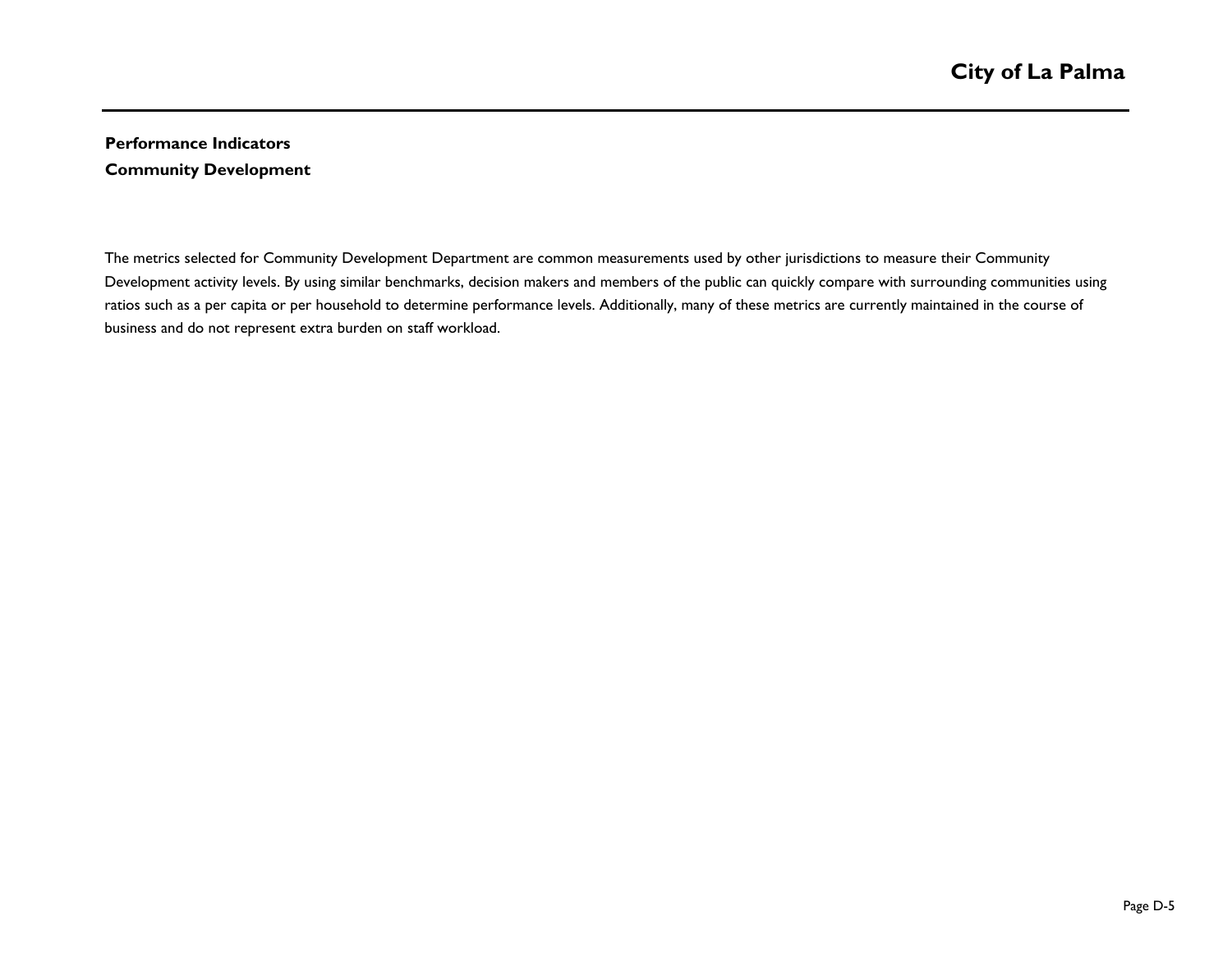**Performance Indicators**

**Community Development**

The metrics selected for Community Development Department are common measurements used by other jurisdictions to measure their Community Development activity levels. By using similar benchmarks, decision makers and members of the public can quickly compare with surrounding communities using ratios such as a per capita or per household to determine performance levels. Additionally, many of these metrics are currently maintained in the course of business and do not represent extra burden on staff workload.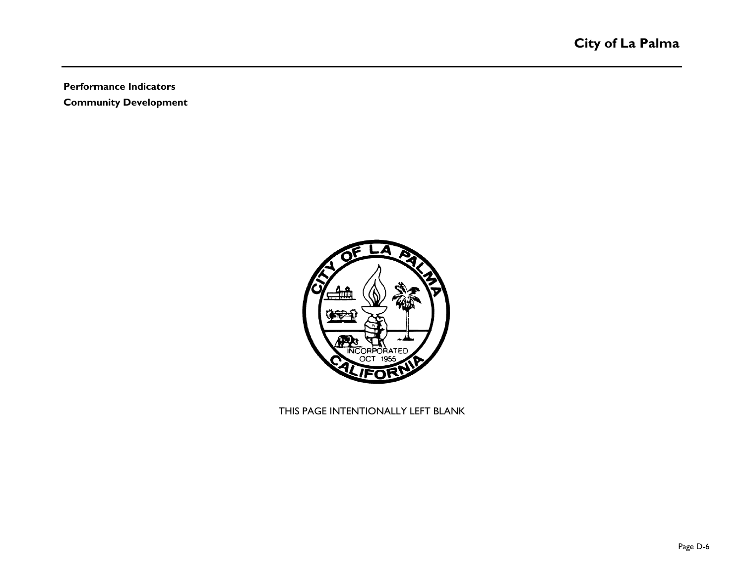**Performance Indicators**

**Community Development**

THIS PAGE INTENTIONALLY LEFT BLANK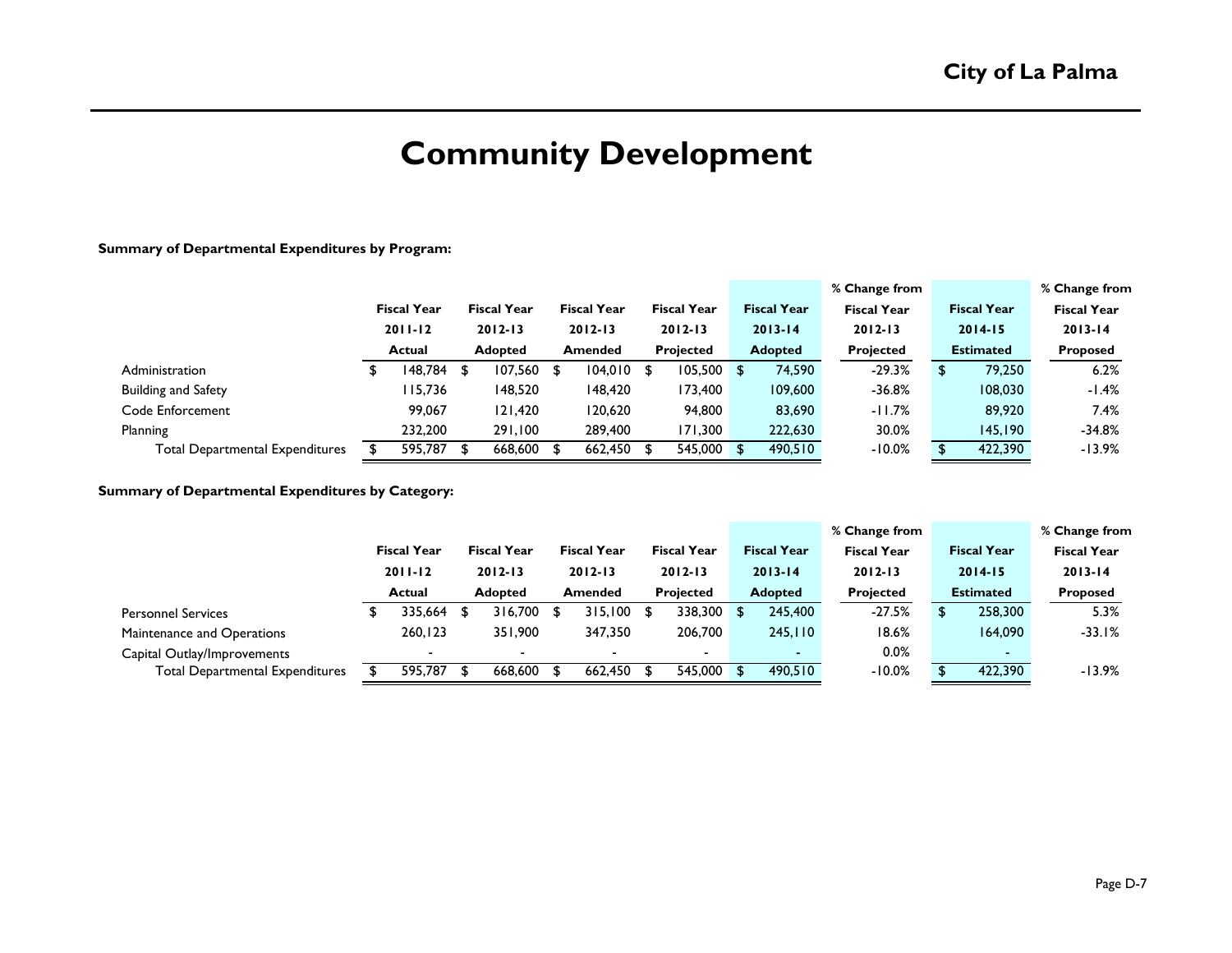# Community Development

**Summary of Departmental Expenditures by Program:**

| | Fiscal Year 2011-12 Actual | Fiscal Year 2012-13 Adopted | Fiscal Year 2012-13 Amended | Fiscal Year 2012-13 Projected | Fiscal Year 2013-14 Adopted | % Change from Fiscal Year 2012-13 Projected | Fiscal Year 2014-15 Estimated | % Change from Fiscal Year 2013-14 Proposed |
|---|---|---|---|---|---|---|---|---|
| Administration | $ 148,784 | $ 107,560 | $ 104,010 | $ 105,500 | $ 74,590 | -29.3% | $ 79,250 | 6.2% |
| Building and Safety | 115,736 | 148,520 | 148,420 | 173,400 | 109,600 | -36.8% | 108,030 | -1.4% |
| Code Enforcement | 99,067 | 121,420 | 120,620 | 94,800 | 83,690 | -11.7% | 89,920 | 7.4% |
| Planning | 232,200 | 291,100 | 289,400 | 171,300 | 222,630 | 30.0% | 145,190 | -34.8% |
| Total Departmental Expenditures | $ 595,787 | $ 668,600 | $ 662,450 | $ 545,000 | $ 490,510 | -10.0% | $ 422,390 | -13.9% |

**Summary of Departmental Expenditures by Category:**

| | Fiscal Year 2011-12 Actual | Fiscal Year 2012-13 Adopted | Fiscal Year 2012-13 Amended | Fiscal Year 2012-13 Projected | Fiscal Year 2013-14 Adopted | % Change from Fiscal Year 2012-13 Projected | Fiscal Year 2014-15 Estimated | % Change from Fiscal Year 2013-14 Proposed |
|---|---|---|---|---|---|---|---|---|
| Personnel Services | $ 335,664 | $ 316,700 | $ 315,100 | $ 338,300 | $ 245,400 | -27.5% | $ 258,300 | 5.3% |
| Maintenance and Operations | 260,123 | 351,900 | 347,350 | 206,700 | 245,110 | 18.6% | 164,090 | -33.1% |
| Capital Outlay/Improvements | - | - | - | - | - | 0.0% | - | |
| Total Departmental Expenditures | $ 595,787 | $ 668,600 | $ 662,450 | $ 545,000 | $ 490,510 | -10.0% | $ 422,390 | -13.9% |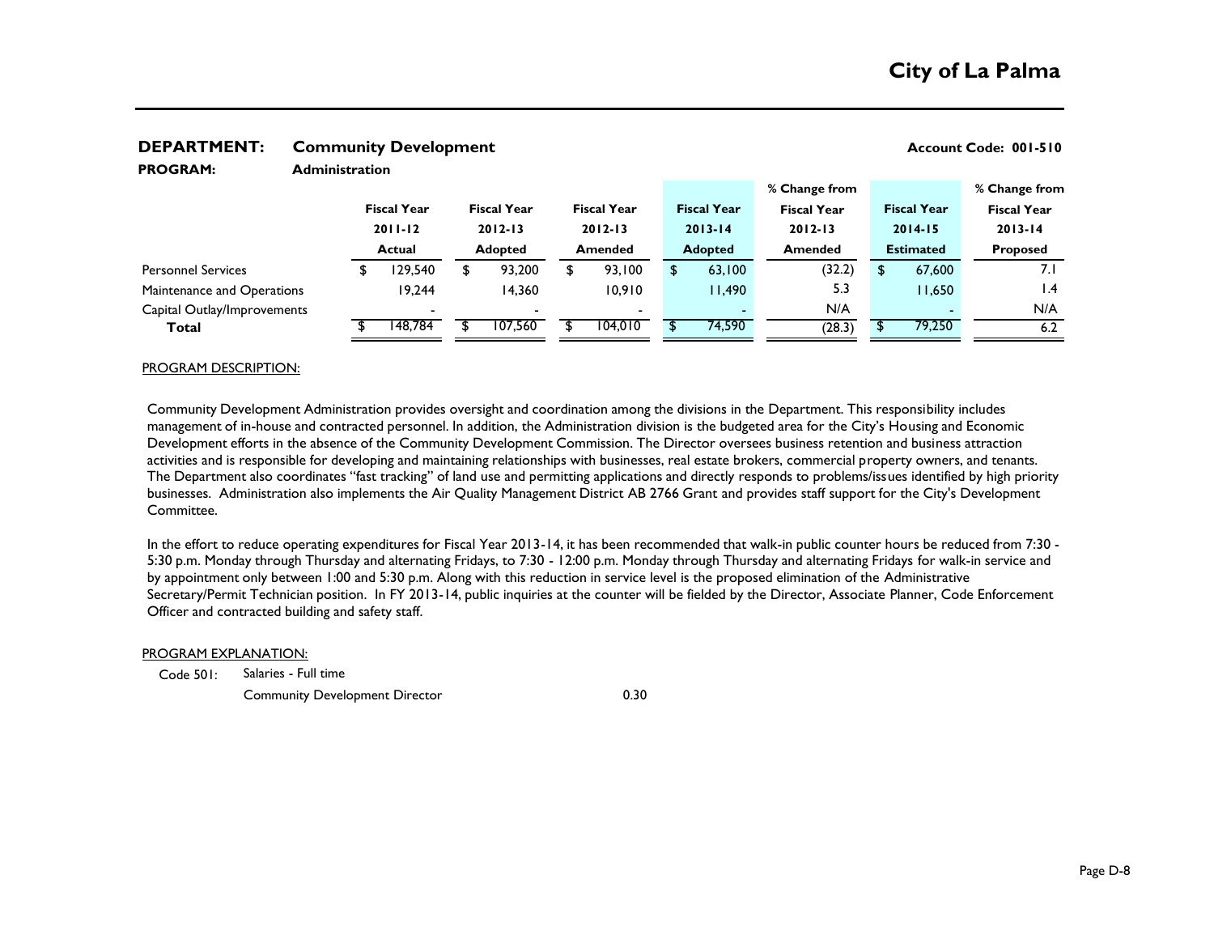**DEPARTMENT:** **Community Development** **Account Code: 001-510**

**PROGRAM:** **Administration**

| | Fiscal Year 2011-12 Actual | Fiscal Year 2012-13 Adopted | Fiscal Year 2012-13 Amended | Fiscal Year 2013-14 Adopted | % Change from Fiscal Year 2012-13 Amended | Fiscal Year 2014-15 Estimated | % Change from Fiscal Year 2013-14 Proposed |
|---|---|---|---|---|---|---|---|
| Personnel Services | $ 129,540 | $ 93,200 | $ 93,100 | $ 63,100 | (32.2) | $ 67,600 | 7.1 |
| Maintenance and Operations | 19,244 | 14,360 | 10,910 | 11,490 | 5.3 | 11,650 | 1.4 |
| Capital Outlay/Improvements | - | - | - | - | N/A | - | N/A |
| **Total** | $ 148,784 | $ 107,560 | $ 104,010 | $ 74,590 | (28.3) | $ 79,250 | 6.2 |

PROGRAM DESCRIPTION:

Community Development Administration provides oversight and coordination among the divisions in the Department. This responsibility includes management of in-house and contracted personnel. In addition, the Administration division is the budgeted area for the City's Housing and Economic Development efforts in the absence of the Community Development Commission. The Director oversees business retention and business attraction activities and is responsible for developing and maintaining relationships with businesses, real estate brokers, commercial property owners, and tenants. The Department also coordinates "fast tracking" of land use and permitting applications and directly responds to problems/issues identified by high priority businesses. Administration also implements the Air Quality Management District AB 2766 Grant and provides staff support for the City's Development Committee.

In the effort to reduce operating expenditures for Fiscal Year 2013-14, it has been recommended that walk-in public counter hours be reduced from 7:30 - 5:30 p.m. Monday through Thursday and alternating Fridays, to 7:30 - 12:00 p.m. Monday through Thursday and alternating Fridays for walk-in service and by appointment only between 1:00 and 5:30 p.m. Along with this reduction in service level is the proposed elimination of the Administrative Secretary/Permit Technician position. In FY 2013-14, public inquiries at the counter will be fielded by the Director, Associate Planner, Code Enforcement Officer and contracted building and safety staff.

PROGRAM EXPLANATION:

| Code 501: | Salaries - Full time | |
|---|---|---|
| | Community Development Director | 0.30 |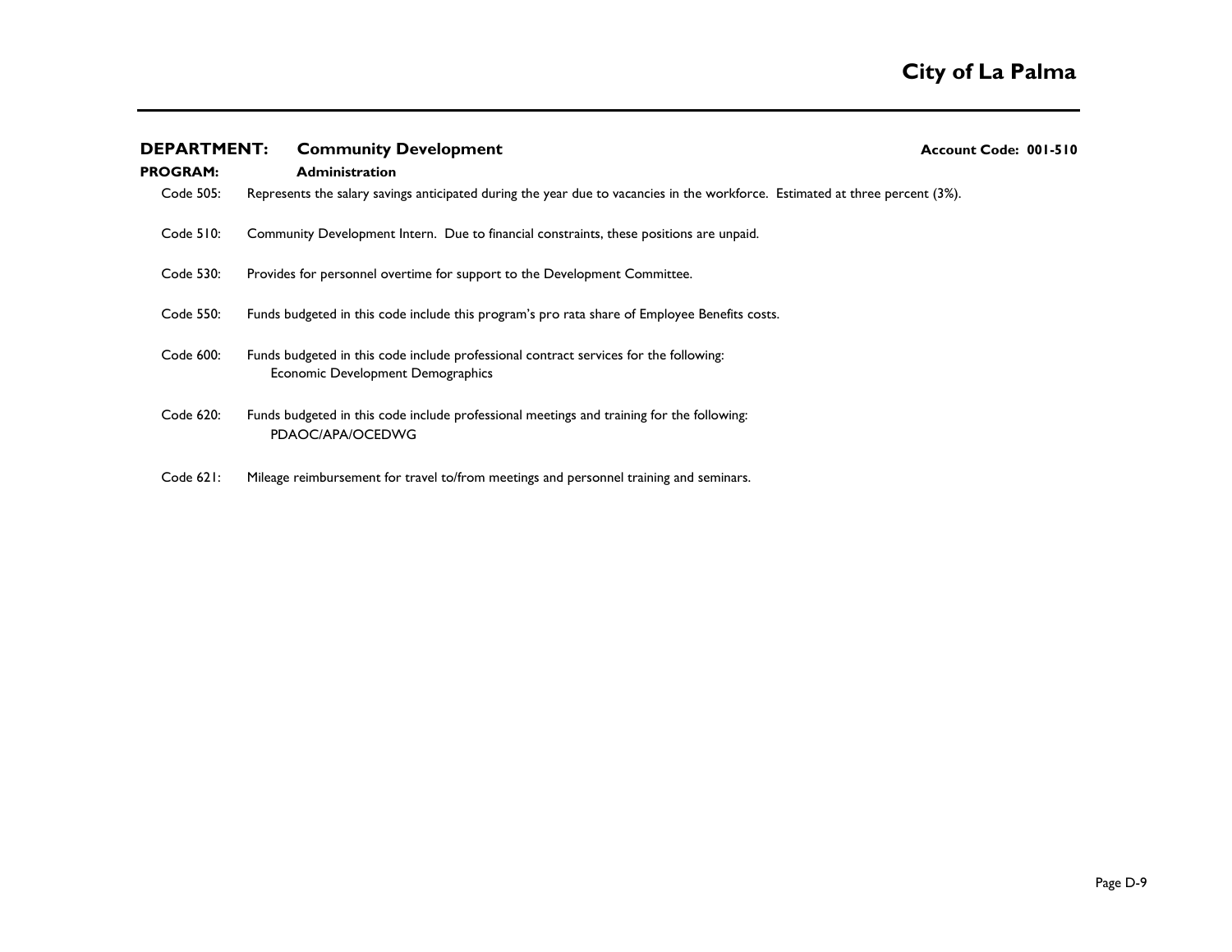**DEPARTMENT:** **Community Development** **Account Code: 001-510**

**PROGRAM:** **Administration**

Code 505: Represents the salary savings anticipated during the year due to vacancies in the workforce. Estimated at three percent (3%).

Code 510: Community Development Intern. Due to financial constraints, these positions are unpaid.

Code 530: Provides for personnel overtime for support to the Development Committee.

Code 550: Funds budgeted in this code include this program's pro rata share of Employee Benefits costs.

Code 600: Funds budgeted in this code include professional contract services for the following:
- Economic Development Demographics

Code 620: Funds budgeted in this code include professional meetings and training for the following:
- PDAOC/APA/OCEDWG

Code 621: Mileage reimbursement for travel to/from meetings and personnel training and seminars.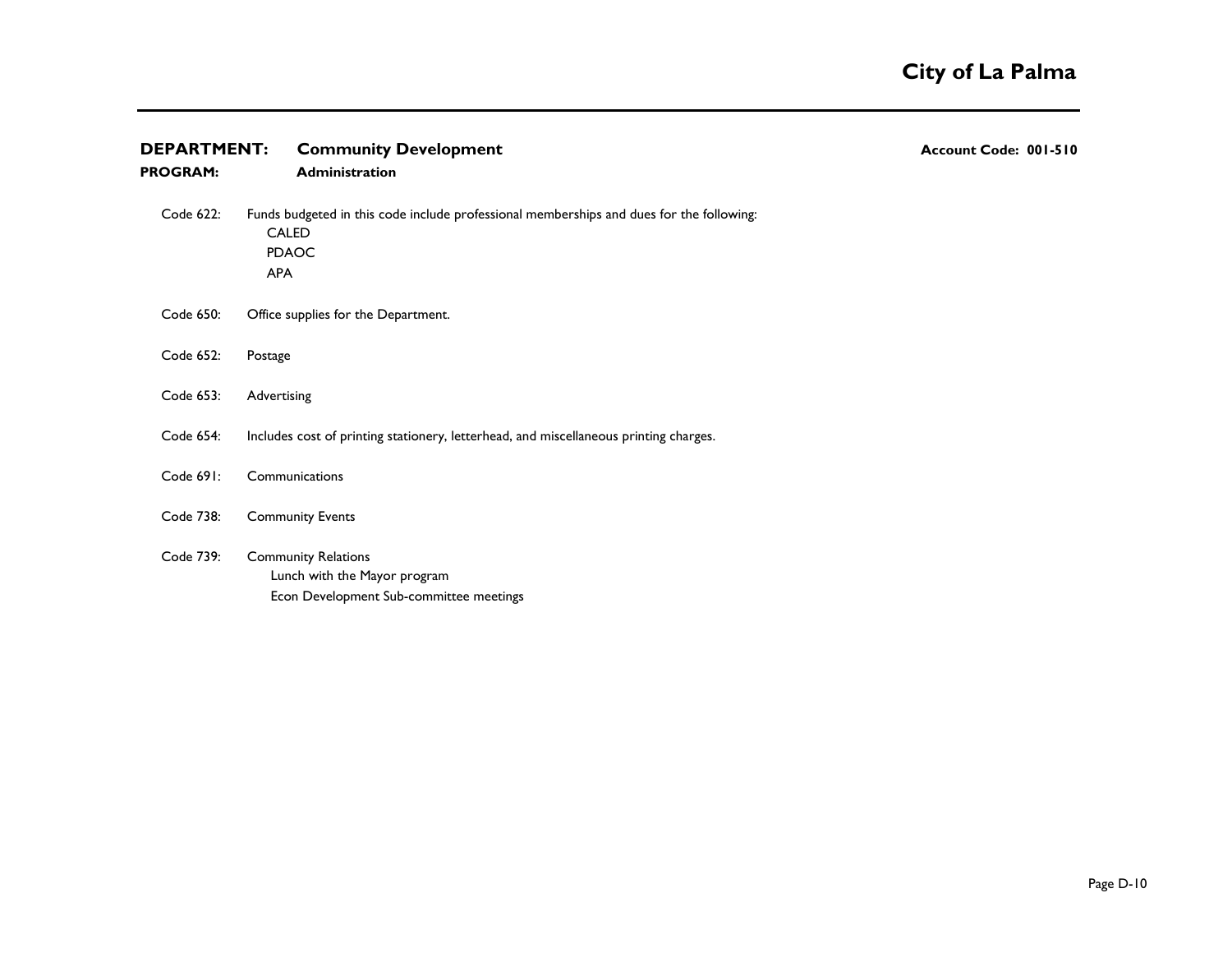**DEPARTMENT:** **Community Development** **Account Code: 001-510**

**PROGRAM:** **Administration**

Code 622: Funds budgeted in this code include professional memberships and dues for the following:
- CALED
- PDAOC
- APA

Code 650: Office supplies for the Department.

Code 652: Postage

Code 653: Advertising

Code 654: Includes cost of printing stationery, letterhead, and miscellaneous printing charges.

Code 691: Communications

Code 738: Community Events

Code 739: Community Relations
- Lunch with the Mayor program
- Econ Development Sub-committee meetings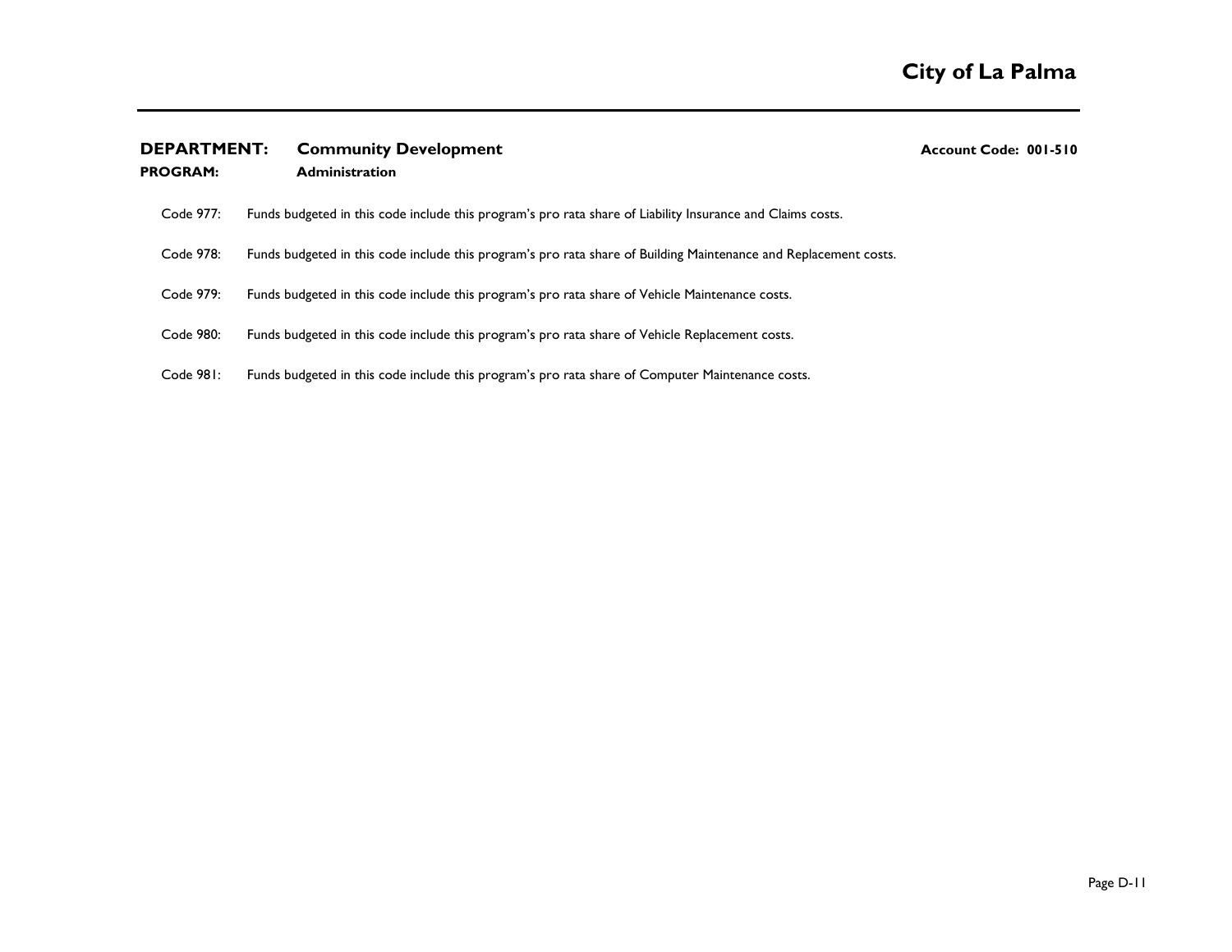**DEPARTMENT:** **Community Development** **Account Code: 001-510**
**PROGRAM:** **Administration**

Code 977: Funds budgeted in this code include this program's pro rata share of Liability Insurance and Claims costs.

Code 978: Funds budgeted in this code include this program's pro rata share of Building Maintenance and Replacement costs.

Code 979: Funds budgeted in this code include this program's pro rata share of Vehicle Maintenance costs.

Code 980: Funds budgeted in this code include this program's pro rata share of Vehicle Replacement costs.

Code 981: Funds budgeted in this code include this program's pro rata share of Computer Maintenance costs.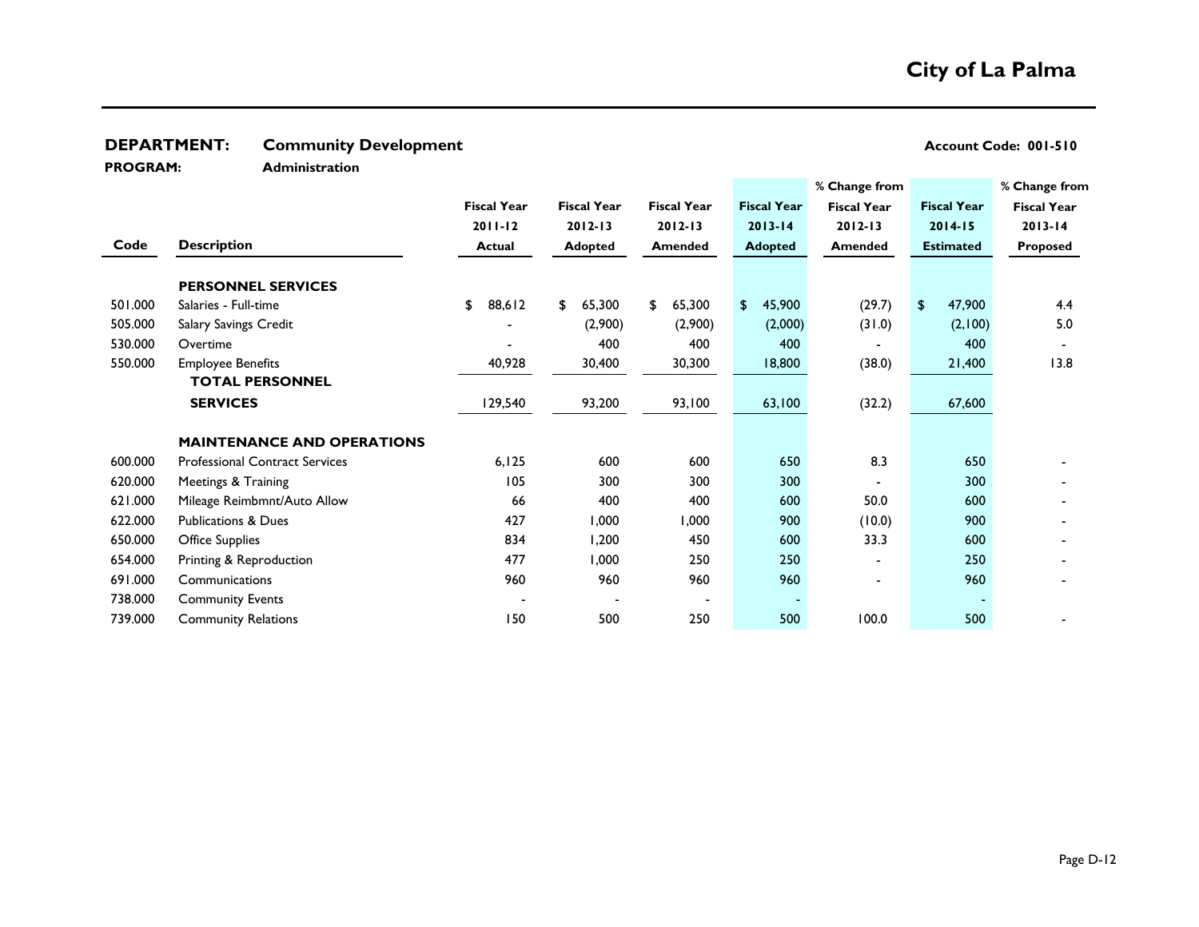# City of La Palma

**DEPARTMENT:** **Community Development** **Account Code: 001-510**

**PROGRAM:** **Administration**

| Code | Description | Fiscal Year 2011-12 Actual | Fiscal Year 2012-13 Adopted | Fiscal Year 2012-13 Amended | Fiscal Year 2013-14 Adopted | % Change from Fiscal Year 2012-13 Amended | Fiscal Year 2014-15 Estimated | % Change from Fiscal Year 2013-14 Proposed |
|---|---|---|---|---|---|---|---|---|
| | **PERSONNEL SERVICES** | | | | | | | |
| 501.000 | Salaries - Full-time | $ 88,612 | $ 65,300 | $ 65,300 | $ 45,900 | (29.7) | $ 47,900 | 4.4 |
| 505.000 | Salary Savings Credit | - | (2,900) | (2,900) | (2,000) | (31.0) | (2,100) | 5.0 |
| 530.000 | Overtime | - | 400 | 400 | 400 | - | 400 | - |
| 550.000 | Employee Benefits | 40,928 | 30,400 | 30,300 | 18,800 | (38.0) | 21,400 | 13.8 |
| | **TOTAL PERSONNEL SERVICES** | 129,540 | 93,200 | 93,100 | 63,100 | (32.2) | 67,600 | |
| | **MAINTENANCE AND OPERATIONS** | | | | | | | |
| 600.000 | Professional Contract Services | 6,125 | 600 | 600 | 650 | 8.3 | 650 | - |
| 620.000 | Meetings & Training | 105 | 300 | 300 | 300 | - | 300 | - |
| 621.000 | Mileage Reimbmnt/Auto Allow | 66 | 400 | 400 | 600 | 50.0 | 600 | - |
| 622.000 | Publications & Dues | 427 | 1,000 | 1,000 | 900 | (10.0) | 900 | - |
| 650.000 | Office Supplies | 834 | 1,200 | 450 | 600 | 33.3 | 600 | - |
| 654.000 | Printing & Reproduction | 477 | 1,000 | 250 | 250 | - | 250 | - |
| 691.000 | Communications | 960 | 960 | 960 | 960 | - | 960 | - |
| 738.000 | Community Events | - | - | - | - | | - | |
| 739.000 | Community Relations | 150 | 500 | 250 | 500 | 100.0 | 500 | - |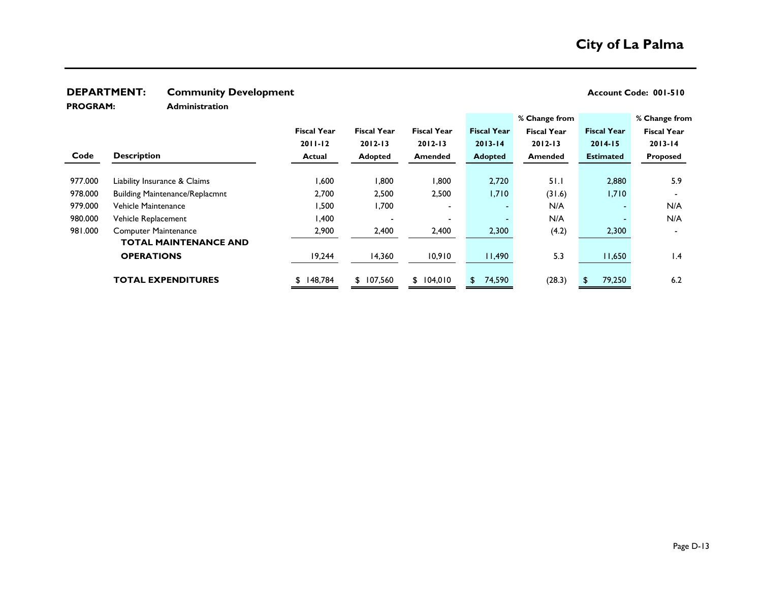# City of La Palma

**DEPARTMENT:** **Community Development** **Account Code: 001-510**

**PROGRAM:** **Administration**

| Code | Description | Fiscal Year 2011-12 Actual | Fiscal Year 2012-13 Adopted | Fiscal Year 2012-13 Amended | Fiscal Year 2013-14 Adopted | % Change from Fiscal Year 2012-13 Amended | Fiscal Year 2014-15 Estimated | % Change from Fiscal Year 2013-14 Proposed |
|---|---|---|---|---|---|---|---|---|
| 977.000 | Liability Insurance & Claims | 1,600 | 1,800 | 1,800 | 2,720 | 51.1 | 2,880 | 5.9 |
| 978.000 | Building Maintenance/Replacmnt | 2,700 | 2,500 | 2,500 | 1,710 | (31.6) | 1,710 | - |
| 979.000 | Vehicle Maintenance | 1,500 | 1,700 | - | - | N/A | - | N/A |
| 980.000 | Vehicle Replacement | 1,400 | - | - | - | N/A | - | N/A |
| 981.000 | Computer Maintenance | 2,900 | 2,400 | 2,400 | 2,300 | (4.2) | 2,300 | - |
| | **TOTAL MAINTENANCE AND OPERATIONS** | 19,244 | 14,360 | 10,910 | 11,490 | 5.3 | 11,650 | 1.4 |
| | **TOTAL EXPENDITURES** | $ 148,784 | $ 107,560 | $ 104,010 | $ 74,590 | (28.3) | $ 79,250 | 6.2 |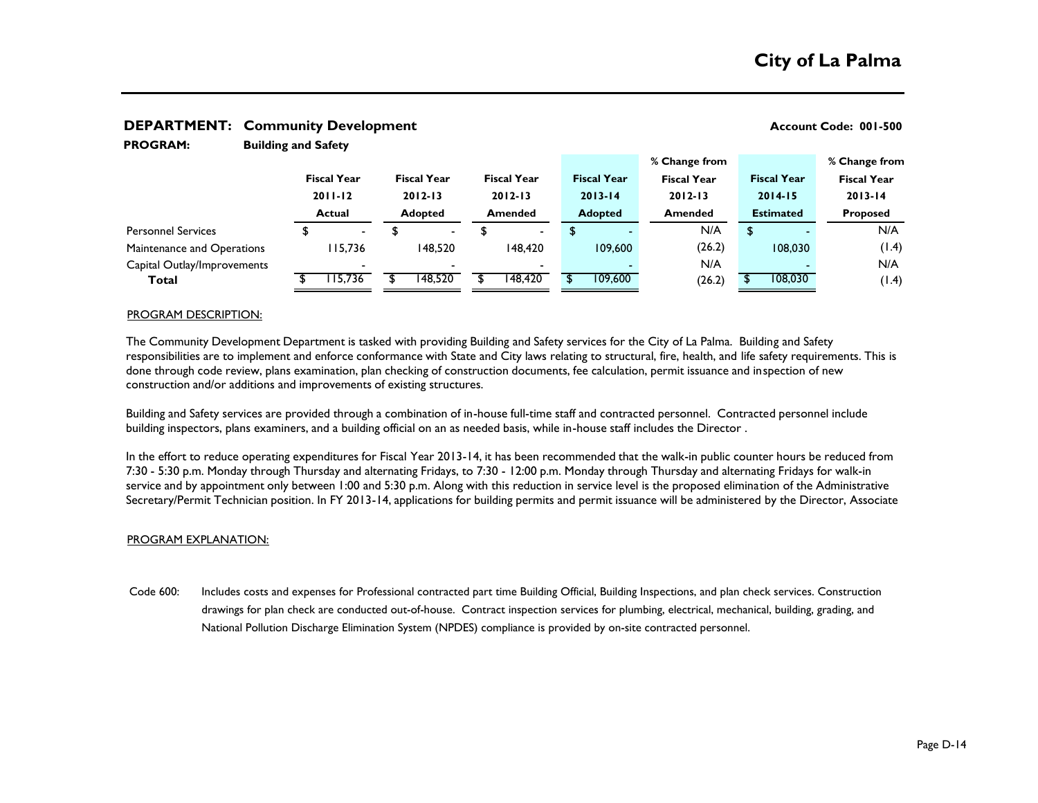# City of La Palma

**DEPARTMENT: Community Development** **Account Code: 001-500**

**PROGRAM: Building and Safety**

| | Fiscal Year 2011-12 Actual | Fiscal Year 2012-13 Adopted | Fiscal Year 2012-13 Amended | Fiscal Year 2013-14 Adopted | % Change from Fiscal Year 2012-13 Amended | Fiscal Year 2014-15 Estimated | % Change from Fiscal Year 2013-14 Proposed |
|---|---|---|---|---|---|---|---|
| Personnel Services | $ - | $ - | $ - | $ - | N/A | $ - | N/A |
| Maintenance and Operations | 115,736 | 148,520 | 148,420 | 109,600 | (26.2) | 108,030 | (1.4) |
| Capital Outlay/Improvements | - | - | - | - | N/A | - | N/A |
| **Total** | $ 115,736 | $ 148,520 | $ 148,420 | $ 109,600 | (26.2) | $ 108,030 | (1.4) |

PROGRAM DESCRIPTION:

The Community Development Department is tasked with providing Building and Safety services for the City of La Palma. Building and Safety responsibilities are to implement and enforce conformance with State and City laws relating to structural, fire, health, and life safety requirements. This is done through code review, plans examination, plan checking of construction documents, fee calculation, permit issuance and inspection of new construction and/or additions and improvements of existing structures.

Building and Safety services are provided through a combination of in-house full-time staff and contracted personnel. Contracted personnel include building inspectors, plans examiners, and a building official on an as needed basis, while in-house staff includes the Director .

In the effort to reduce operating expenditures for Fiscal Year 2013-14, it has been recommended that the walk-in public counter hours be reduced from 7:30 - 5:30 p.m. Monday through Thursday and alternating Fridays, to 7:30 - 12:00 p.m. Monday through Thursday and alternating Fridays for walk-in service and by appointment only between 1:00 and 5:30 p.m. Along with this reduction in service level is the proposed elimination of the Administrative Secretary/Permit Technician position. In FY 2013-14, applications for building permits and permit issuance will be administered by the Director, Associate

PROGRAM EXPLANATION:

Code 600: Includes costs and expenses for Professional contracted part time Building Official, Building Inspections, and plan check services. Construction drawings for plan check are conducted out-of-house. Contract inspection services for plumbing, electrical, mechanical, building, grading, and National Pollution Discharge Elimination System (NPDES) compliance is provided by on-site contracted personnel.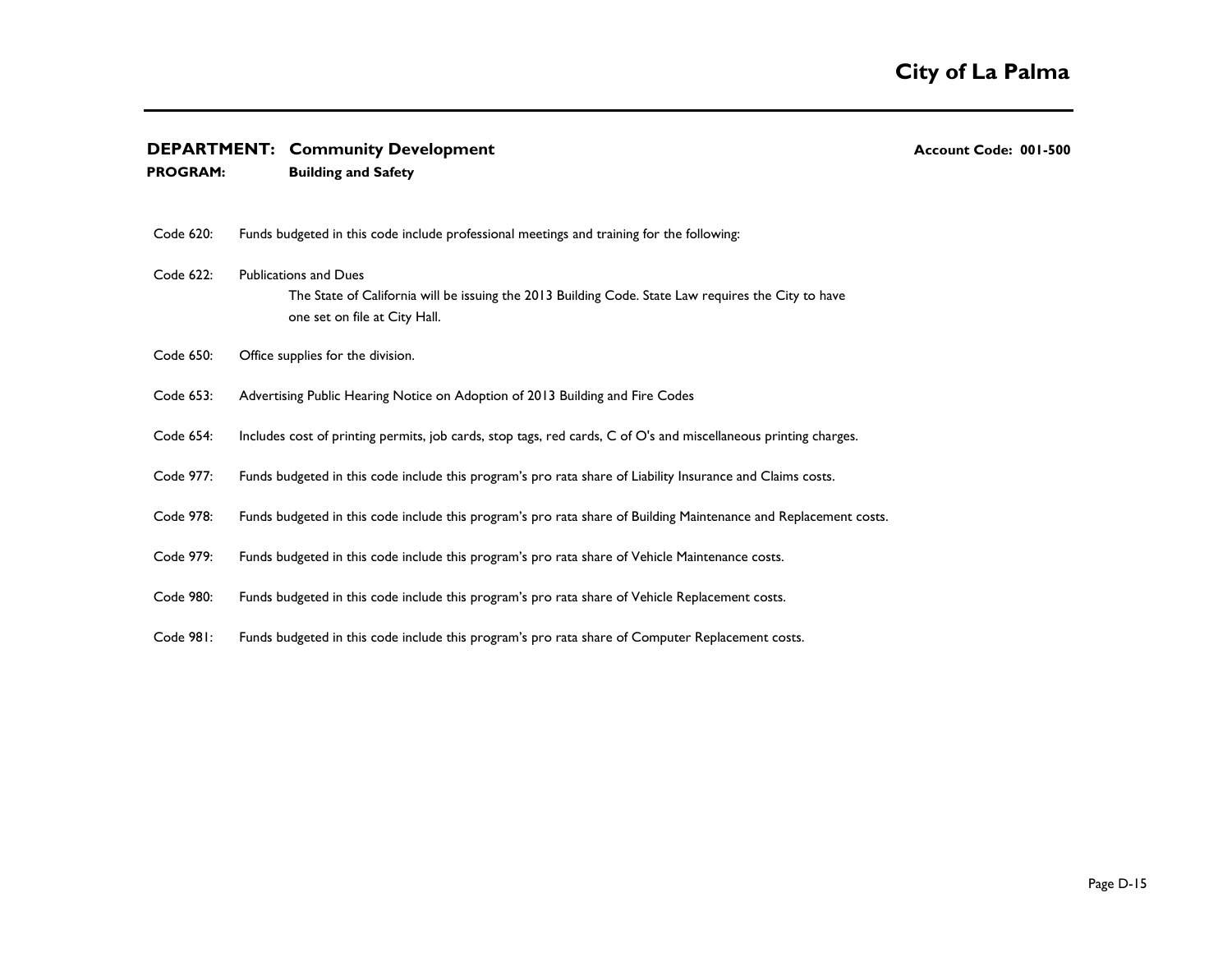**DEPARTMENT: Community Development** **Account Code: 001-500**
**PROGRAM: Building and Safety**

Code 620: Funds budgeted in this code include professional meetings and training for the following:

Code 622: Publications and Dues
The State of California will be issuing the 2013 Building Code. State Law requires the City to have one set on file at City Hall.

Code 650: Office supplies for the division.

Code 653: Advertising Public Hearing Notice on Adoption of 2013 Building and Fire Codes

Code 654: Includes cost of printing permits, job cards, stop tags, red cards, C of O's and miscellaneous printing charges.

Code 977: Funds budgeted in this code include this program's pro rata share of Liability Insurance and Claims costs.

Code 978: Funds budgeted in this code include this program's pro rata share of Building Maintenance and Replacement costs.

Code 979: Funds budgeted in this code include this program's pro rata share of Vehicle Maintenance costs.

Code 980: Funds budgeted in this code include this program's pro rata share of Vehicle Replacement costs.

Code 981: Funds budgeted in this code include this program's pro rata share of Computer Replacement costs.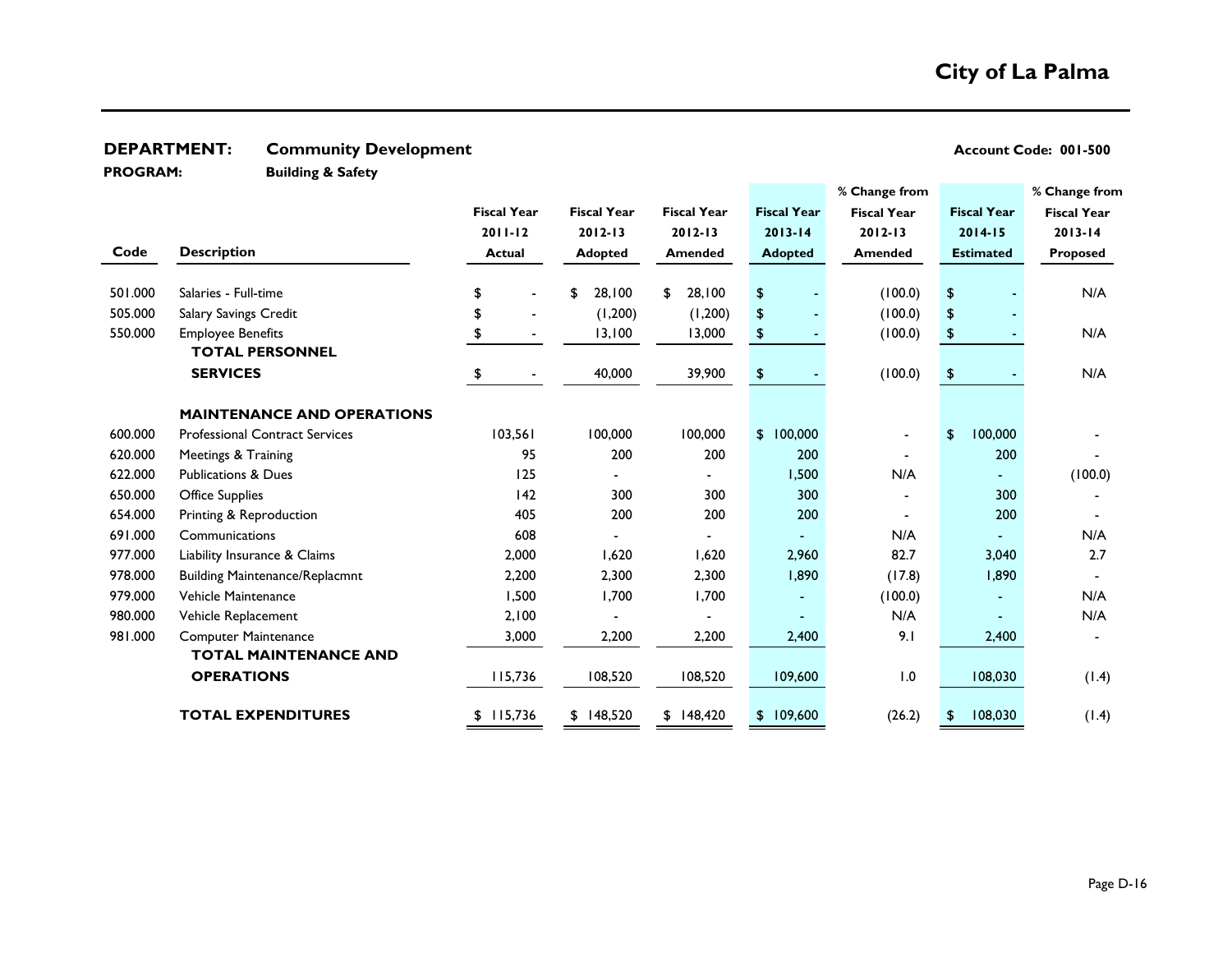# City of La Palma

**DEPARTMENT:** **Community Development** **Account Code: 001-500**

**PROGRAM:** **Building & Safety**

| Code | Description | Fiscal Year 2011-12 Actual | Fiscal Year 2012-13 Adopted | Fiscal Year 2012-13 Amended | Fiscal Year 2013-14 Adopted | % Change from Fiscal Year 2012-13 Amended | Fiscal Year 2014-15 Estimated | % Change from Fiscal Year 2013-14 Proposed |
|---|---|---|---|---|---|---|---|---|
| 501.000 | Salaries - Full-time | $ - | $ 28,100 | $ 28,100 | $ - | (100.0) | $ - | N/A |
| 505.000 | Salary Savings Credit | $ - | (1,200) | (1,200) | $ - | (100.0) | $ - | |
| 550.000 | Employee Benefits | $ - | 13,100 | 13,000 | $ - | (100.0) | $ - | N/A |
| | **TOTAL PERSONNEL SERVICES** | $ - | 40,000 | 39,900 | $ - | (100.0) | $ - | N/A |
| | **MAINTENANCE AND OPERATIONS** | | | | | | | |
| 600.000 | Professional Contract Services | 103,561 | 100,000 | 100,000 | $ 100,000 | - | $ 100,000 | - |
| 620.000 | Meetings & Training | 95 | 200 | 200 | 200 | - | 200 | - |
| 622.000 | Publications & Dues | 125 | - | - | 1,500 | N/A | - | (100.0) |
| 650.000 | Office Supplies | 142 | 300 | 300 | 300 | - | 300 | - |
| 654.000 | Printing & Reproduction | 405 | 200 | 200 | 200 | - | 200 | - |
| 691.000 | Communications | 608 | - | - | - | N/A | - | N/A |
| 977.000 | Liability Insurance & Claims | 2,000 | 1,620 | 1,620 | 2,960 | 82.7 | 3,040 | 2.7 |
| 978.000 | Building Maintenance/Replacmnt | 2,200 | 2,300 | 2,300 | 1,890 | (17.8) | 1,890 | - |
| 979.000 | Vehicle Maintenance | 1,500 | 1,700 | 1,700 | - | (100.0) | - | N/A |
| 980.000 | Vehicle Replacement | 2,100 | - | - | - | N/A | - | N/A |
| 981.000 | Computer Maintenance | 3,000 | 2,200 | 2,200 | 2,400 | 9.1 | 2,400 | - |
| | **TOTAL MAINTENANCE AND OPERATIONS** | 115,736 | 108,520 | 108,520 | 109,600 | 1.0 | 108,030 | (1.4) |
| | **TOTAL EXPENDITURES** | $ 115,736 | $ 148,520 | $ 148,420 | $ 109,600 | (26.2) | $ 108,030 | (1.4) |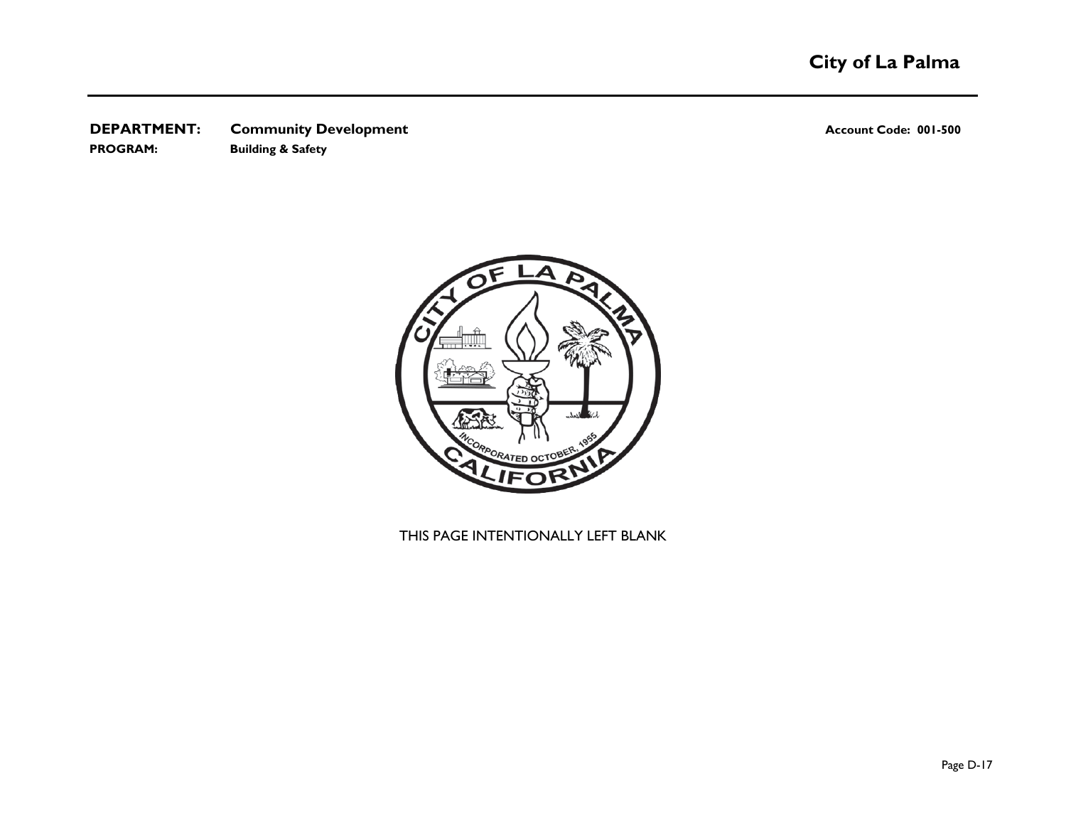**DEPARTMENT:** **Community Development** **Account Code: 001-500**

**PROGRAM:** **Building & Safety**

THIS PAGE INTENTIONALLY LEFT BLANK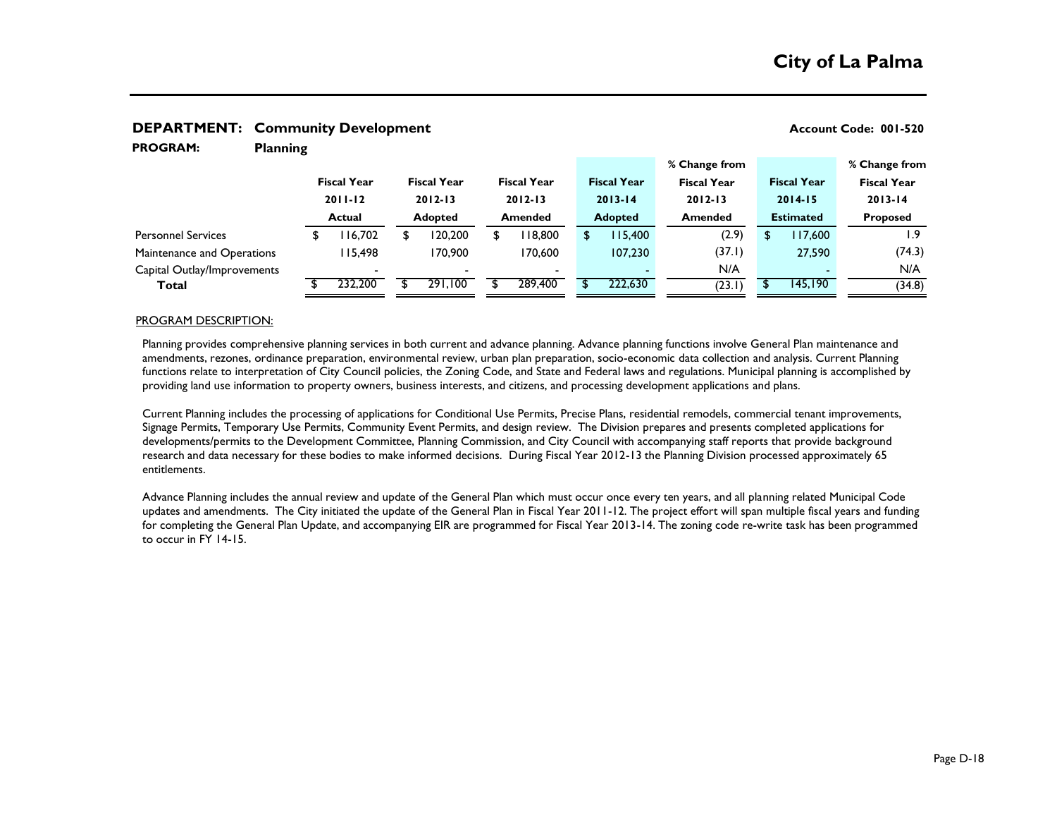# City of La Palma

**DEPARTMENT: Community Development** **Account Code: 001-520**

**PROGRAM: Planning**

| | Fiscal Year 2011-12 Actual | Fiscal Year 2012-13 Adopted | Fiscal Year 2012-13 Amended | Fiscal Year 2013-14 Adopted | % Change from Fiscal Year 2012-13 Amended | Fiscal Year 2014-15 Estimated | % Change from Fiscal Year 2013-14 Proposed |
|---|---|---|---|---|---|---|---|
| Personnel Services | $ 116,702 | $ 120,200 | $ 118,800 | $ 115,400 | (2.9) | $ 117,600 | 1.9 |
| Maintenance and Operations | 115,498 | 170,900 | 170,600 | 107,230 | (37.1) | 27,590 | (74.3) |
| Capital Outlay/Improvements | - | - | - | - | N/A | - | N/A |
| **Total** | $ 232,200 | $ 291,100 | $ 289,400 | $ 222,630 | (23.1) | $ 145,190 | (34.8) |

PROGRAM DESCRIPTION:

Planning provides comprehensive planning services in both current and advance planning. Advance planning functions involve General Plan maintenance and amendments, rezones, ordinance preparation, environmental review, urban plan preparation, socio-economic data collection and analysis. Current Planning functions relate to interpretation of City Council policies, the Zoning Code, and State and Federal laws and regulations. Municipal planning is accomplished by providing land use information to property owners, business interests, and citizens, and processing development applications and plans.

Current Planning includes the processing of applications for Conditional Use Permits, Precise Plans, residential remodels, commercial tenant improvements, Signage Permits, Temporary Use Permits, Community Event Permits, and design review. The Division prepares and presents completed applications for developments/permits to the Development Committee, Planning Commission, and City Council with accompanying staff reports that provide background research and data necessary for these bodies to make informed decisions. During Fiscal Year 2012-13 the Planning Division processed approximately 65 entitlements.

Advance Planning includes the annual review and update of the General Plan which must occur once every ten years, and all planning related Municipal Code updates and amendments. The City initiated the update of the General Plan in Fiscal Year 2011-12. The project effort will span multiple fiscal years and funding for completing the General Plan Update, and accompanying EIR are programmed for Fiscal Year 2013-14. The zoning code re-write task has been programmed to occur in FY 14-15.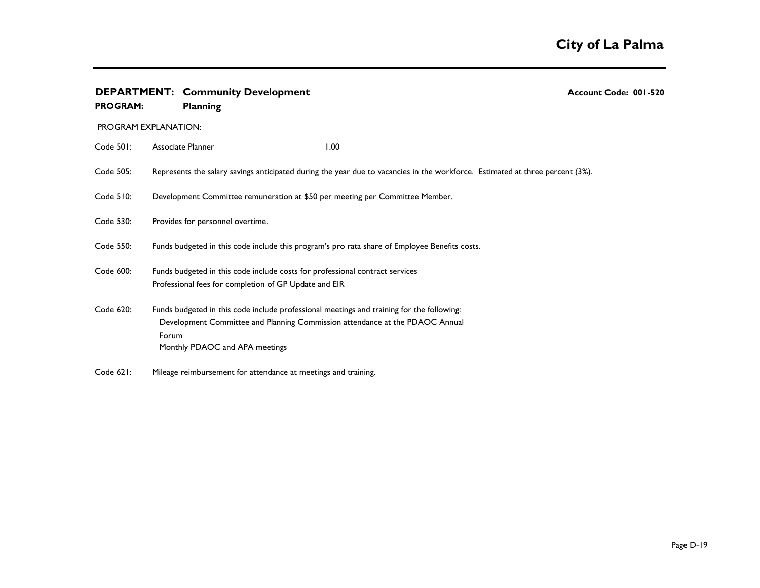**DEPARTMENT: Community Development** — **Account Code: 001-520**

**PROGRAM: Planning**

PROGRAM EXPLANATION:

Code 501: Associate Planner 1.00

Code 505: Represents the salary savings anticipated during the year due to vacancies in the workforce. Estimated at three percent (3%).

Code 510: Development Committee remuneration at $50 per meeting per Committee Member.

Code 530: Provides for personnel overtime.

Code 550: Funds budgeted in this code include this program's pro rata share of Employee Benefits costs.

Code 600: Funds budgeted in this code include costs for professional contract services
Professional fees for completion of GP Update and EIR

Code 620: Funds budgeted in this code include professional meetings and training for the following:
- Development Committee and Planning Commission attendance at the PDAOC Annual Forum
- Monthly PDAOC and APA meetings

Code 621: Mileage reimbursement for attendance at meetings and training.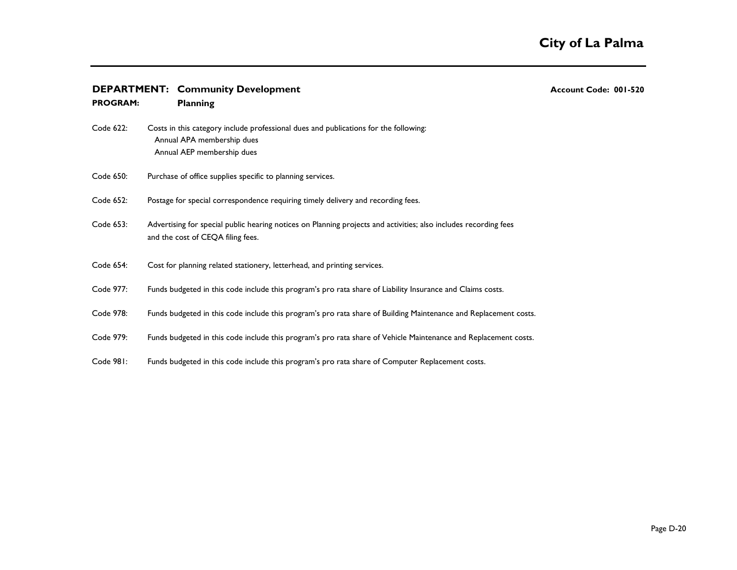**DEPARTMENT: Community Development** **Account Code: 001-520**

**PROGRAM: Planning**

Code 622: Costs in this category include professional dues and publications for the following:
- Annual APA membership dues
- Annual AEP membership dues

Code 650: Purchase of office supplies specific to planning services.

Code 652: Postage for special correspondence requiring timely delivery and recording fees.

Code 653: Advertising for special public hearing notices on Planning projects and activities; also includes recording fees and the cost of CEQA filing fees.

Code 654: Cost for planning related stationery, letterhead, and printing services.

Code 977: Funds budgeted in this code include this program's pro rata share of Liability Insurance and Claims costs.

Code 978: Funds budgeted in this code include this program's pro rata share of Building Maintenance and Replacement costs.

Code 979: Funds budgeted in this code include this program's pro rata share of Vehicle Maintenance and Replacement costs.

Code 981: Funds budgeted in this code include this program's pro rata share of Computer Replacement costs.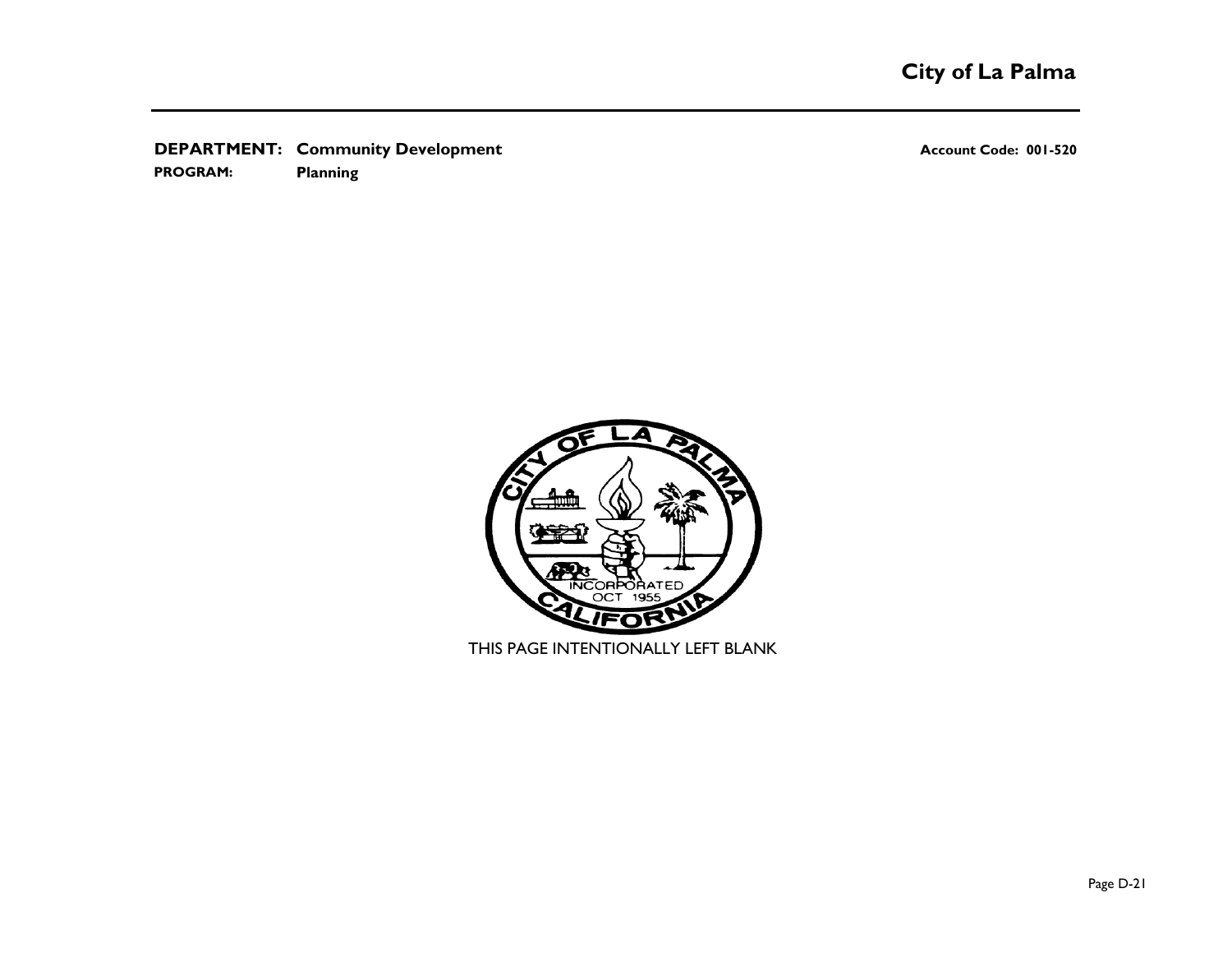**DEPARTMENT:** **Community Development** **Account Code: 001-520**

**PROGRAM:** **Planning**

THIS PAGE INTENTIONALLY LEFT BLANK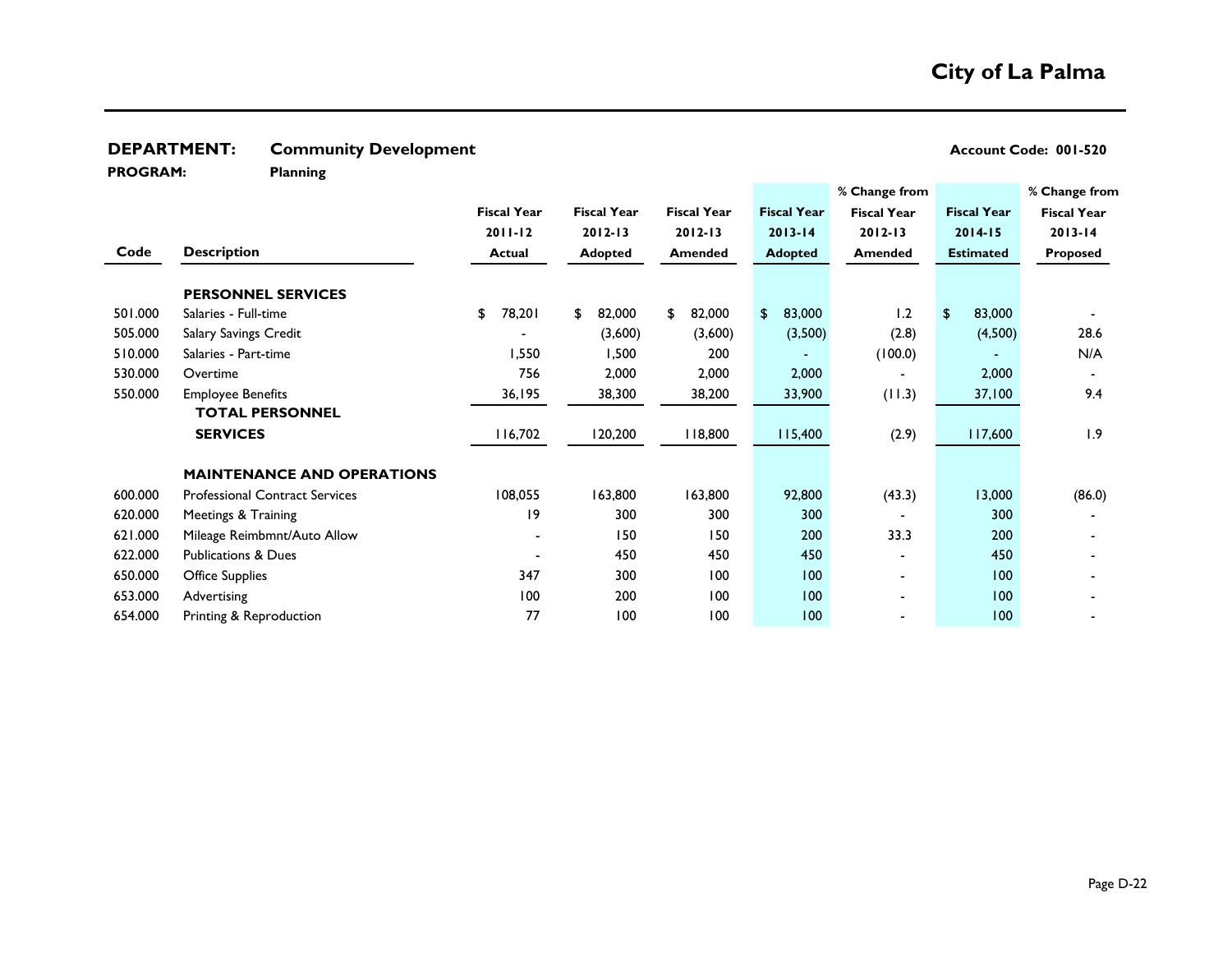# City of La Palma

**DEPARTMENT:** **Community Development** **Account Code: 001-520**

**PROGRAM:** **Planning**

| Code | Description | Fiscal Year 2011-12 Actual | Fiscal Year 2012-13 Adopted | Fiscal Year 2012-13 Amended | Fiscal Year 2013-14 Adopted | % Change from Fiscal Year 2012-13 Amended | Fiscal Year 2014-15 Estimated | % Change from Fiscal Year 2013-14 Proposed |
|---|---|---|---|---|---|---|---|---|
| | **PERSONNEL SERVICES** | | | | | | | |
| 501.000 | Salaries - Full-time | $ 78,201 | $ 82,000 | $ 82,000 | $ 83,000 | 1.2 | $ 83,000 | - |
| 505.000 | Salary Savings Credit | - | (3,600) | (3,600) | (3,500) | (2.8) | (4,500) | 28.6 |
| 510.000 | Salaries - Part-time | 1,550 | 1,500 | 200 | - | (100.0) | - | N/A |
| 530.000 | Overtime | 756 | 2,000 | 2,000 | 2,000 | - | 2,000 | - |
| 550.000 | Employee Benefits | 36,195 | 38,300 | 38,200 | 33,900 | (11.3) | 37,100 | 9.4 |
| | **TOTAL PERSONNEL SERVICES** | 116,702 | 120,200 | 118,800 | 115,400 | (2.9) | 117,600 | 1.9 |
| | **MAINTENANCE AND OPERATIONS** | | | | | | | |
| 600.000 | Professional Contract Services | 108,055 | 163,800 | 163,800 | 92,800 | (43.3) | 13,000 | (86.0) |
| 620.000 | Meetings & Training | 19 | 300 | 300 | 300 | - | 300 | - |
| 621.000 | Mileage Reimbmnt/Auto Allow | - | 150 | 150 | 200 | 33.3 | 200 | - |
| 622.000 | Publications & Dues | - | 450 | 450 | 450 | - | 450 | - |
| 650.000 | Office Supplies | 347 | 300 | 100 | 100 | - | 100 | - |
| 653.000 | Advertising | 100 | 200 | 100 | 100 | - | 100 | - |
| 654.000 | Printing & Reproduction | 77 | 100 | 100 | 100 | - | 100 | - |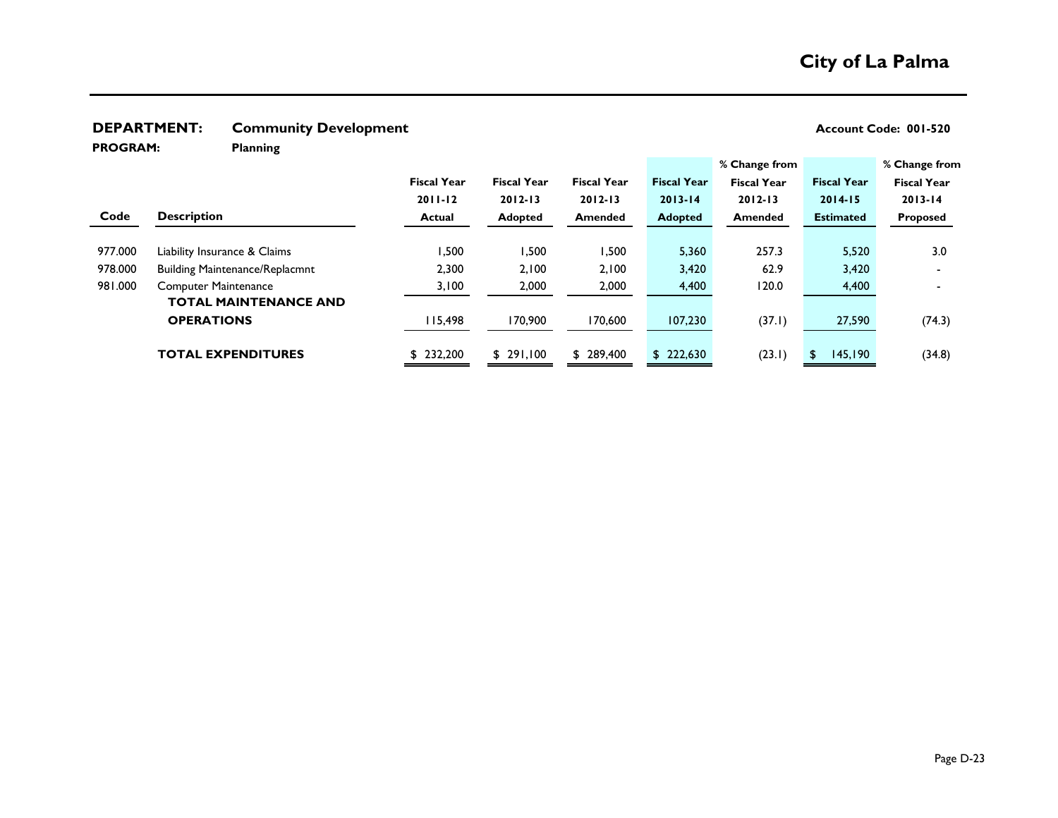# City of La Palma

**DEPARTMENT:** **Community Development** **Account Code: 001-520**

**PROGRAM:** **Planning**

| Code | Description | Fiscal Year 2011-12 Actual | Fiscal Year 2012-13 Adopted | Fiscal Year 2012-13 Amended | Fiscal Year 2013-14 Adopted | % Change from Fiscal Year 2012-13 Amended | Fiscal Year 2014-15 Estimated | % Change from Fiscal Year 2013-14 Proposed |
|---|---|---|---|---|---|---|---|---|
| 977.000 | Liability Insurance & Claims | 1,500 | 1,500 | 1,500 | 5,360 | 257.3 | 5,520 | 3.0 |
| 978.000 | Building Maintenance/Replacmnt | 2,300 | 2,100 | 2,100 | 3,420 | 62.9 | 3,420 | - |
| 981.000 | Computer Maintenance | 3,100 | 2,000 | 2,000 | 4,400 | 120.0 | 4,400 | - |
| | **TOTAL MAINTENANCE AND OPERATIONS** | 115,498 | 170,900 | 170,600 | 107,230 | (37.1) | 27,590 | (74.3) |
| | **TOTAL EXPENDITURES** | $ 232,200 | $ 291,100 | $ 289,400 | $ 222,630 | (23.1) | $ 145,190 | (34.8) |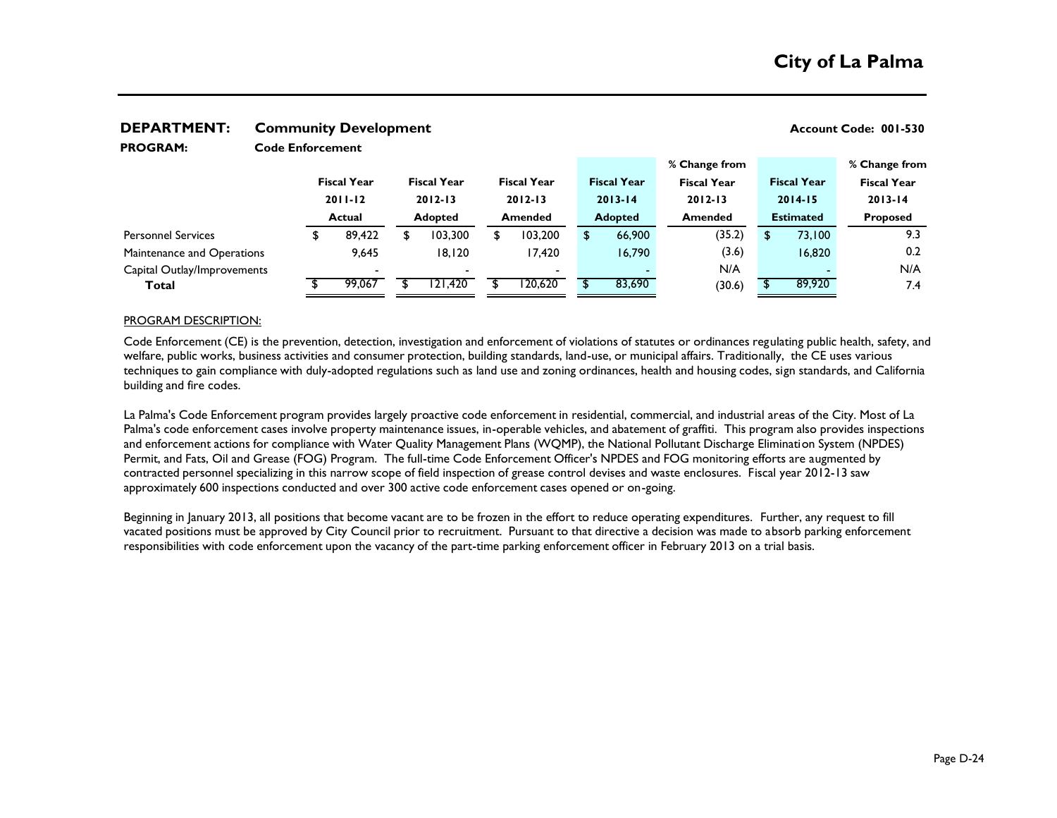# City of La Palma

**DEPARTMENT:** **Community Development** **Account Code: 001-530**

**PROGRAM:** **Code Enforcement**

| | Fiscal Year 2011-12 Actual | Fiscal Year 2012-13 Adopted | Fiscal Year 2012-13 Amended | Fiscal Year 2013-14 Adopted | % Change from Fiscal Year 2012-13 Amended | Fiscal Year 2014-15 Estimated | % Change from Fiscal Year 2013-14 Proposed |
|---|---|---|---|---|---|---|---|
| Personnel Services | $ 89,422 | $ 103,300 | $ 103,200 | $ 66,900 | (35.2) | $ 73,100 | 9.3 |
| Maintenance and Operations | 9,645 | 18,120 | 17,420 | 16,790 | (3.6) | 16,820 | 0.2 |
| Capital Outlay/Improvements | - | - | - | - | N/A | - | N/A |
| **Total** | $ 99,067 | $ 121,420 | $ 120,620 | $ 83,690 | (30.6) | $ 89,920 | 7.4 |

PROGRAM DESCRIPTION:

Code Enforcement (CE) is the prevention, detection, investigation and enforcement of violations of statutes or ordinances regulating public health, safety, and welfare, public works, business activities and consumer protection, building standards, land-use, or municipal affairs. Traditionally, the CE uses various techniques to gain compliance with duly-adopted regulations such as land use and zoning ordinances, health and housing codes, sign standards, and California building and fire codes.

La Palma's Code Enforcement program provides largely proactive code enforcement in residential, commercial, and industrial areas of the City. Most of La Palma's code enforcement cases involve property maintenance issues, in-operable vehicles, and abatement of graffiti. This program also provides inspections and enforcement actions for compliance with Water Quality Management Plans (WQMP), the National Pollutant Discharge Elimination System (NPDES) Permit, and Fats, Oil and Grease (FOG) Program. The full-time Code Enforcement Officer's NPDES and FOG monitoring efforts are augmented by contracted personnel specializing in this narrow scope of field inspection of grease control devises and waste enclosures. Fiscal year 2012-13 saw approximately 600 inspections conducted and over 300 active code enforcement cases opened or on-going.

Beginning in January 2013, all positions that become vacant are to be frozen in the effort to reduce operating expenditures. Further, any request to fill vacated positions must be approved by City Council prior to recruitment. Pursuant to that directive a decision was made to absorb parking enforcement responsibilities with code enforcement upon the vacancy of the part-time parking enforcement officer in February 2013 on a trial basis.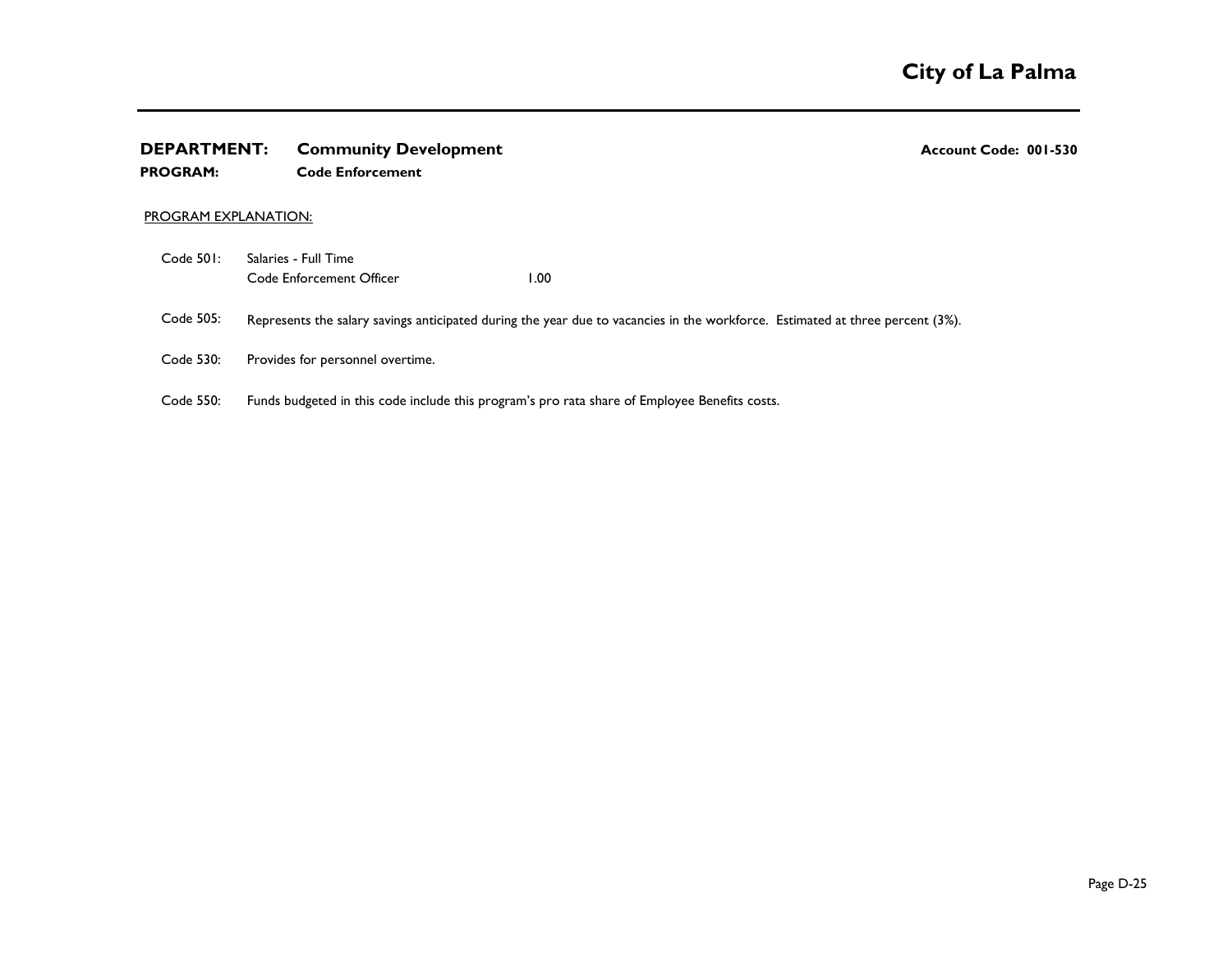# City of La Palma

**DEPARTMENT:** **Community Development** **Account Code: 001-530**

**PROGRAM:** **Code Enforcement**

PROGRAM EXPLANATION:

| | | |
|---|---|---|
| Code 501: | Salaries - Full Time | |
| | Code Enforcement Officer | 1.00 |

Code 505: Represents the salary savings anticipated during the year due to vacancies in the workforce. Estimated at three percent (3%).

Code 530: Provides for personnel overtime.

Code 550: Funds budgeted in this code include this program's pro rata share of Employee Benefits costs.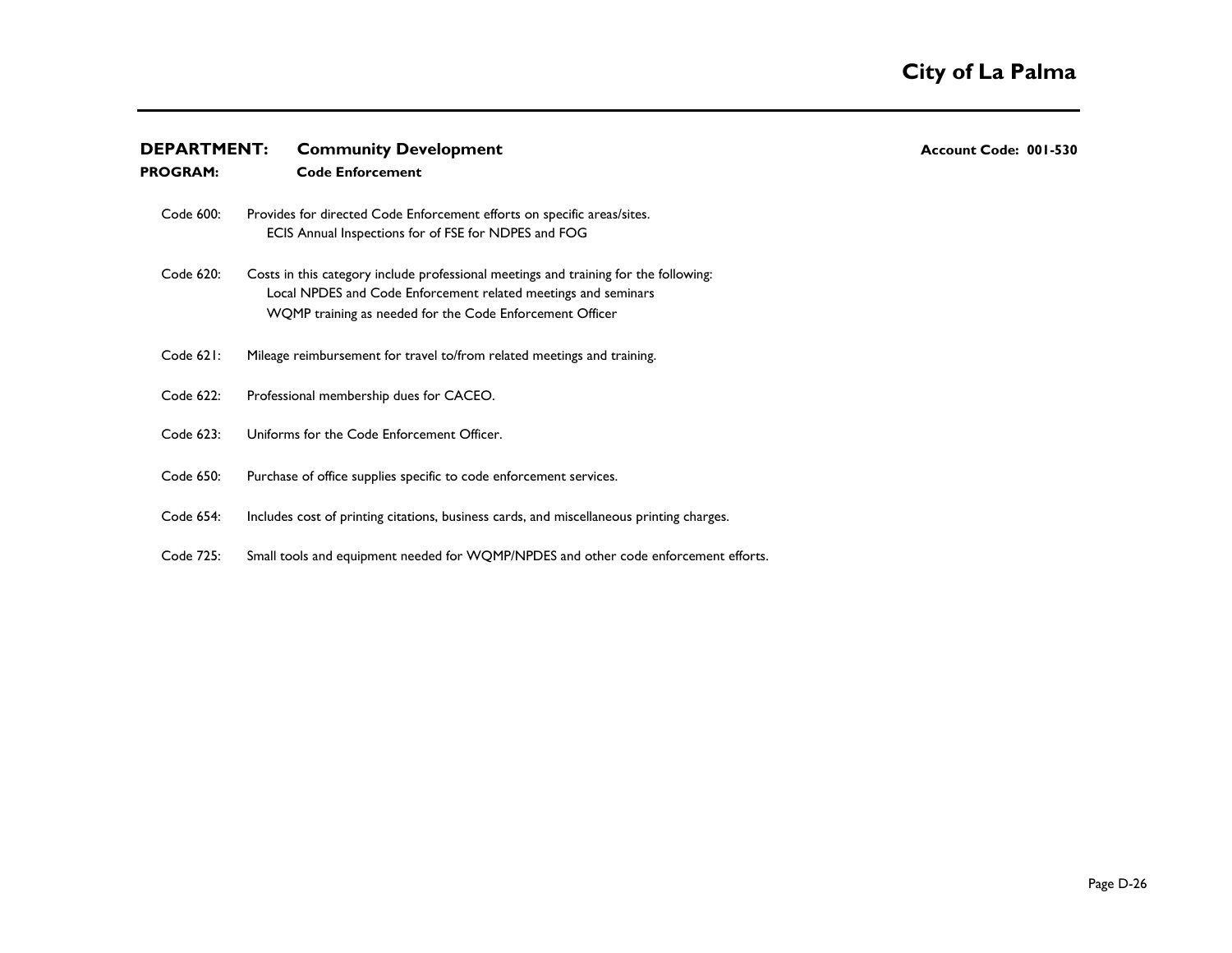**DEPARTMENT:** **Community Development** **Account Code: 001-530**

**PROGRAM:** **Code Enforcement**

Code 600: Provides for directed Code Enforcement efforts on specific areas/sites.
- ECIS Annual Inspections for of FSE for NDPES and FOG

Code 620: Costs in this category include professional meetings and training for the following:
- Local NPDES and Code Enforcement related meetings and seminars
- WQMP training as needed for the Code Enforcement Officer

Code 621: Mileage reimbursement for travel to/from related meetings and training.

Code 622: Professional membership dues for CACEO.

Code 623: Uniforms for the Code Enforcement Officer.

Code 650: Purchase of office supplies specific to code enforcement services.

Code 654: Includes cost of printing citations, business cards, and miscellaneous printing charges.

Code 725: Small tools and equipment needed for WQMP/NPDES and other code enforcement efforts.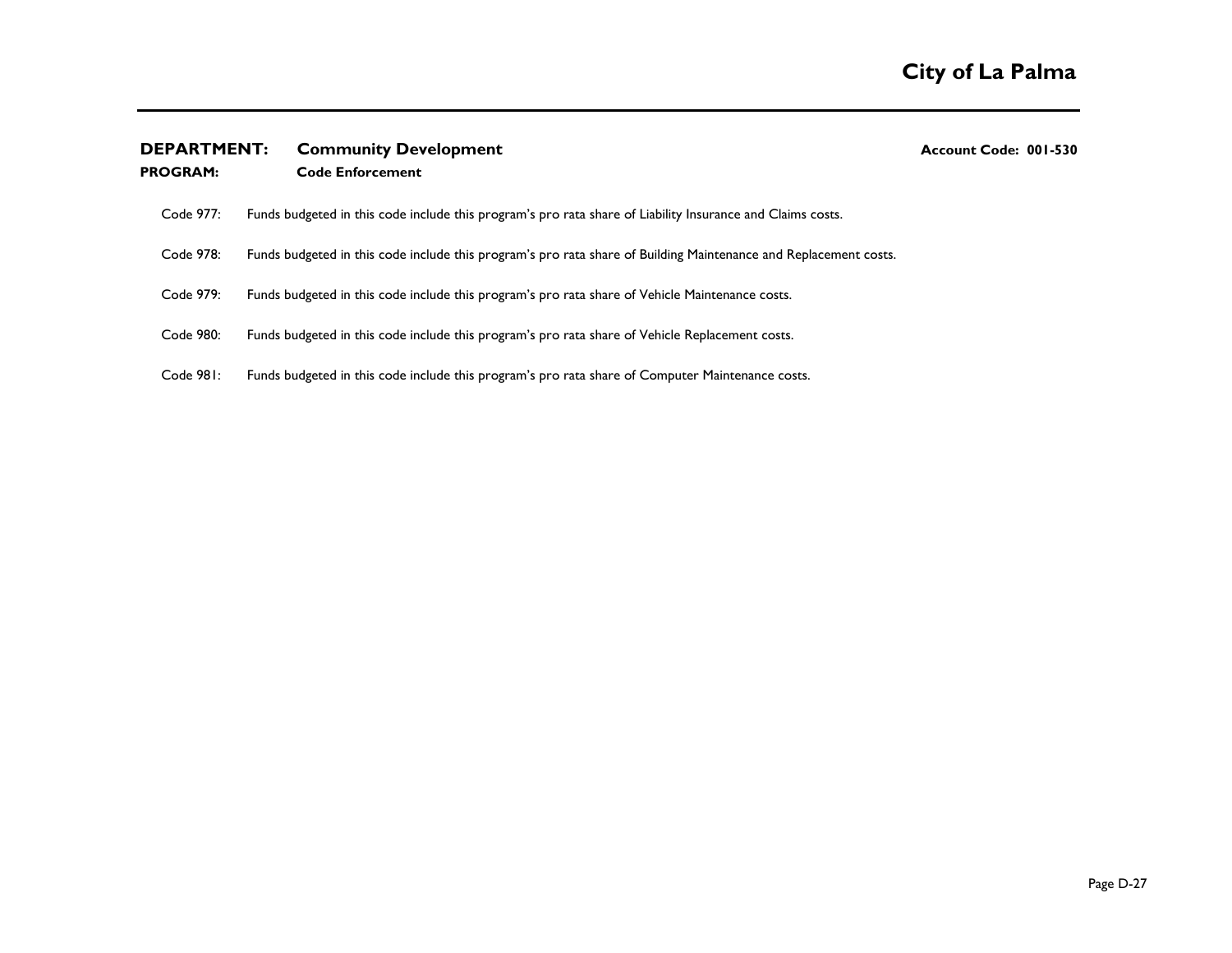**DEPARTMENT:** **Community Development** **Account Code: 001-530**

**PROGRAM:** **Code Enforcement**

Code 977: Funds budgeted in this code include this program's pro rata share of Liability Insurance and Claims costs.

Code 978: Funds budgeted in this code include this program's pro rata share of Building Maintenance and Replacement costs.

Code 979: Funds budgeted in this code include this program's pro rata share of Vehicle Maintenance costs.

Code 980: Funds budgeted in this code include this program's pro rata share of Vehicle Replacement costs.

Code 981: Funds budgeted in this code include this program's pro rata share of Computer Maintenance costs.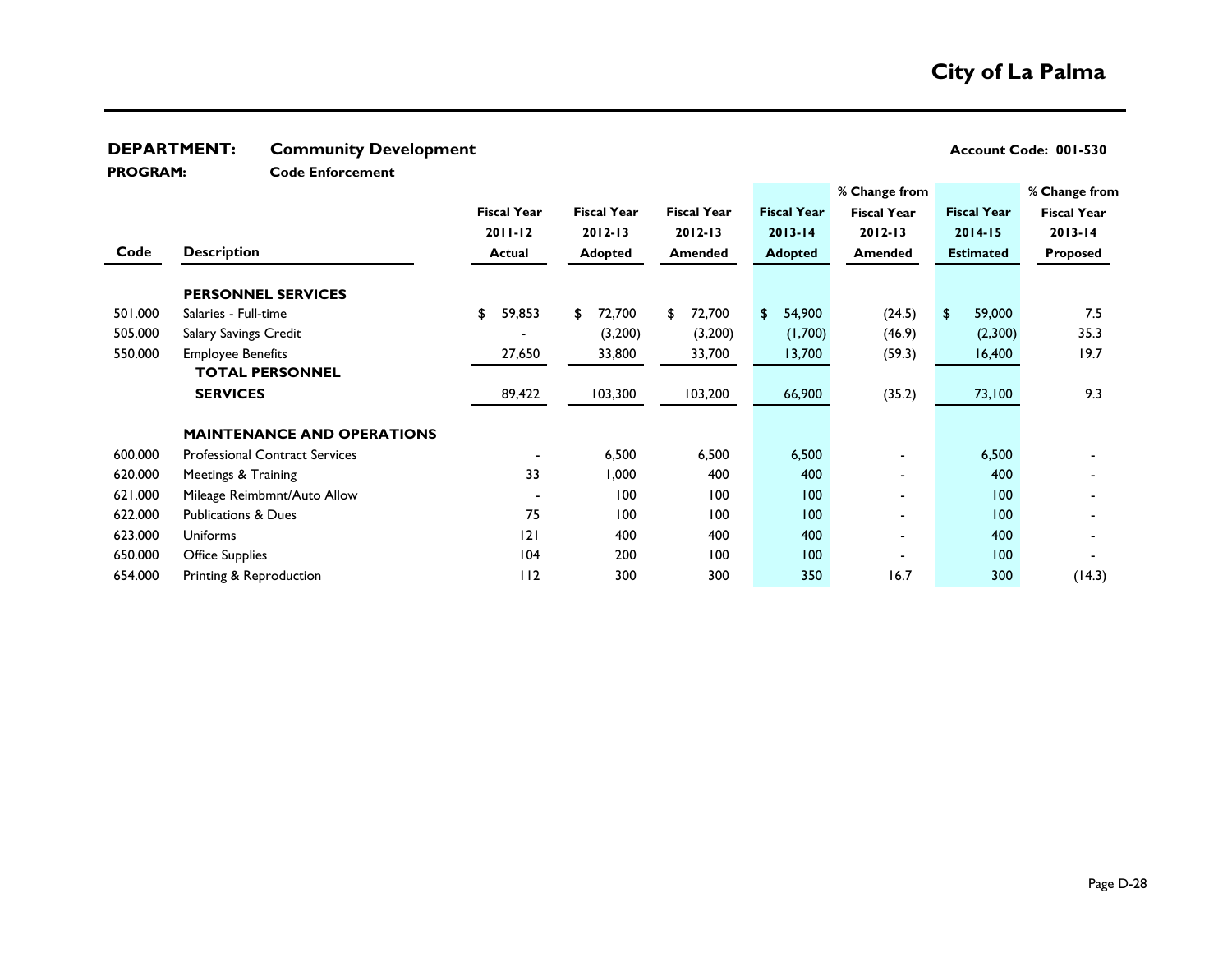## City of La Palma

**DEPARTMENT:** **Community Development** **Account Code: 001-530**

**PROGRAM:** **Code Enforcement**

| Code | Description | Fiscal Year 2011-12 Actual | Fiscal Year 2012-13 Adopted | Fiscal Year 2012-13 Amended | Fiscal Year 2013-14 Adopted | % Change from Fiscal Year 2012-13 Amended | Fiscal Year 2014-15 Estimated | % Change from Fiscal Year 2013-14 Proposed |
|---|---|---|---|---|---|---|---|---|
| | **PERSONNEL SERVICES** | | | | | | | |
| 501.000 | Salaries - Full-time | $ 59,853 | $ 72,700 | $ 72,700 | $ 54,900 | (24.5) | $ 59,000 | 7.5 |
| 505.000 | Salary Savings Credit | - | (3,200) | (3,200) | (1,700) | (46.9) | (2,300) | 35.3 |
| 550.000 | Employee Benefits | 27,650 | 33,800 | 33,700 | 13,700 | (59.3) | 16,400 | 19.7 |
| | **TOTAL PERSONNEL SERVICES** | 89,422 | 103,300 | 103,200 | 66,900 | (35.2) | 73,100 | 9.3 |
| | **MAINTENANCE AND OPERATIONS** | | | | | | | |
| 600.000 | Professional Contract Services | - | 6,500 | 6,500 | 6,500 | - | 6,500 | - |
| 620.000 | Meetings & Training | 33 | 1,000 | 400 | 400 | - | 400 | - |
| 621.000 | Mileage Reimbmnt/Auto Allow | - | 100 | 100 | 100 | - | 100 | - |
| 622.000 | Publications & Dues | 75 | 100 | 100 | 100 | - | 100 | - |
| 623.000 | Uniforms | 121 | 400 | 400 | 400 | - | 400 | - |
| 650.000 | Office Supplies | 104 | 200 | 100 | 100 | - | 100 | - |
| 654.000 | Printing & Reproduction | 112 | 300 | 300 | 350 | 16.7 | 300 | (14.3) |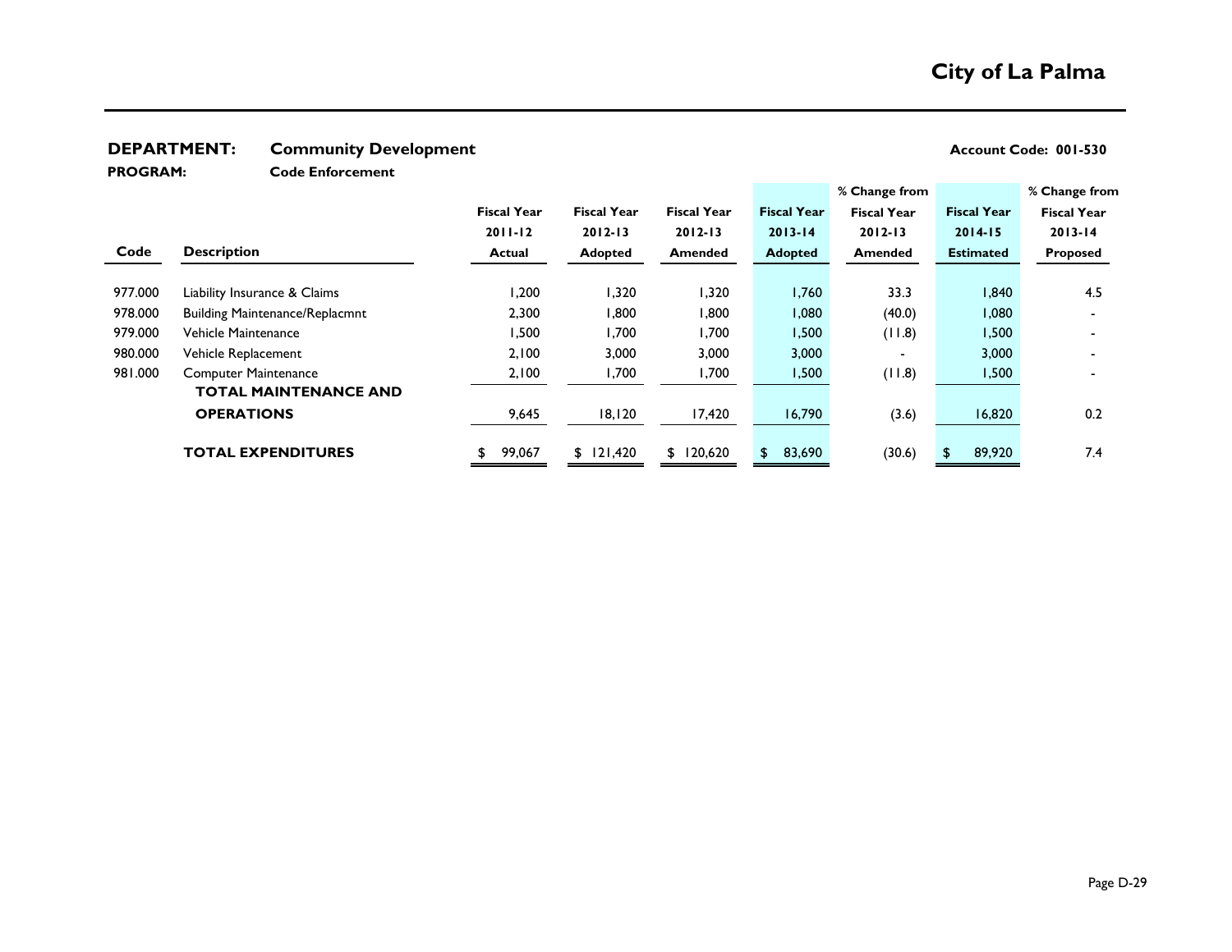# City of La Palma

**DEPARTMENT:** **Community Development** **Account Code: 001-530**

**PROGRAM:** **Code Enforcement**

| Code | Description | Fiscal Year 2011-12 Actual | Fiscal Year 2012-13 Adopted | Fiscal Year 2012-13 Amended | Fiscal Year 2013-14 Adopted | % Change from Fiscal Year 2012-13 Amended | Fiscal Year 2014-15 Estimated | % Change from Fiscal Year 2013-14 Proposed |
|---|---|---|---|---|---|---|---|---|
| 977.000 | Liability Insurance & Claims | 1,200 | 1,320 | 1,320 | 1,760 | 33.3 | 1,840 | 4.5 |
| 978.000 | Building Maintenance/Replacmnt | 2,300 | 1,800 | 1,800 | 1,080 | (40.0) | 1,080 | - |
| 979.000 | Vehicle Maintenance | 1,500 | 1,700 | 1,700 | 1,500 | (11.8) | 1,500 | - |
| 980.000 | Vehicle Replacement | 2,100 | 3,000 | 3,000 | 3,000 | - | 3,000 | - |
| 981.000 | Computer Maintenance | 2,100 | 1,700 | 1,700 | 1,500 | (11.8) | 1,500 | - |
| | **TOTAL MAINTENANCE AND OPERATIONS** | 9,645 | 18,120 | 17,420 | 16,790 | (3.6) | 16,820 | 0.2 |
| | **TOTAL EXPENDITURES** | $ 99,067 | $ 121,420 | $ 120,620 | $ 83,690 | (30.6) | $ 89,920 | 7.4 |